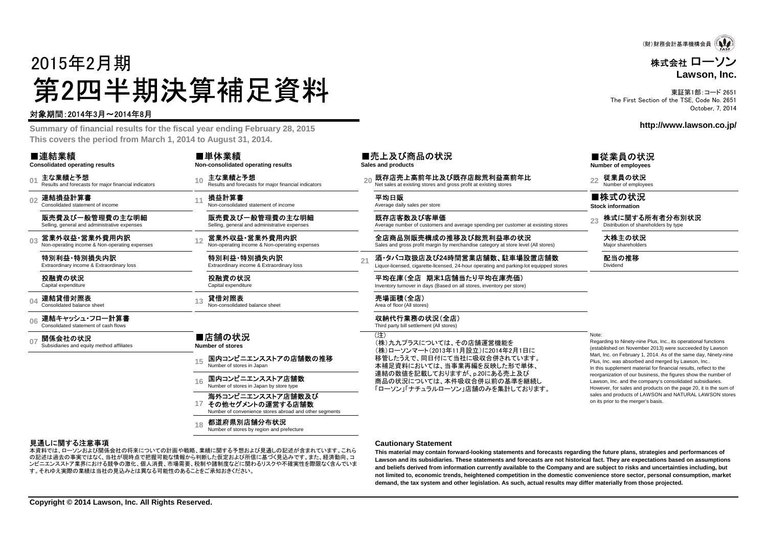(財)財務会計基準機構会員

# 株式会社 ローソン
**Lawson, Inc.**

東証第1部:コード 2651
The First Section of the TSE, Code No. 2651
October, 7, 2014

# 2015年2月期
# 第2四半期決算補足資料

対象期間:2014年3月～2014年8月

**Summary of financial results for the fiscal year ending February 28, 2015**
**This covers the period from March 1, 2014 to August 31, 2014.**

**http://www.lawson.co.jp/**

## ■連結業績
**Consolidated operating results**

- 01 **主な業績と予想** Results and forecasts for major financial indicators
- 02 **連結損益計算書** Consolidated statement of income
  - **販売費及び一般管理費の主な明細** Selling, general and administrative expenses
- 03 **営業外収益・営業外費用内訳** Non-operating income & Non-operating expenses
  - **特別利益・特別損失内訳** Extraordinary income & Extraordinary loss
  - **投融資の状況** Capital expenditure
- 04 **連結貸借対照表** Consolidated balance sheet
- 06 **連結キャッシュ・フロー計算書** Consolidated statement of cash flows
- 07 **関係会社の状況** Subsidiaries and equity method affiliates

## ■単体業績
**Non-consolidated operating results**

- 10 **主な業績と予想** Results and forecasts for major financial indicators
- 11 **損益計算書** Non-consolidated statement of income
  - **販売費及び一般管理費の主な明細** Selling, general and administrative expenses
- 12 **営業外収益・営業外費用内訳** Non-operating income & Non-operating expenses
  - **特別利益・特別損失内訳** Extraordinary income & Extraordinary loss
  - **投融資の状況** Capital expenditure
- 13 **貸借対照表** Non-consolidated balance sheet

## ■店舗の状況
**Number of stores**

- 15 **国内コンビニエンスストアの店舗数の推移** Number of stores in Japan
- 16 **国内コンビニエンスストア店舗数** Number of stores in Japan by store type
- 17 **海外コンビニエンスストア店舗数及びその他セグメントの運営する店舗数** Number of convenience stores abroad and other segments
- 18 **都道府県別店舗分布状況** Number of stores by region and prefecture

## ■売上及び商品の状況
**Sales and products**

- 20 **既存店売上高前年比及び既存店総荒利益高前年比** Net sales at existing stores and gross profit at existing stores
  - **平均日販** Average daily sales per store
  - **既存店客数及び客単価** Average number of customers and average spending per customer at exsisting stores
  - **全店商品別販売構成の推移及び総荒利益率の状況** Sales and gross profit margin by merchandise category at store level (All stores)
- 21 **酒・タバコ取扱店及び24時間営業店舗数、駐車場設置店舗数** Liquor-licensed, cigarette-licensed, 24-hour operating and parking-lot equipped stores
  - **平均在庫(全店　期末1店舗当たり平均在庫売価)** Inventory turnover in days (Based on all stores, inventory per store)
  - **売場面積(全店)** Area of floor (All stores)
  - **収納代行業務の状況(全店)** Third party bill settlement (All stores)

(注)
(株)九九プラスについては、その店舗運営機能を(株)ローソンマート(2013年11月設立)に2014年2月1日に移管したうえで、同日付にて当社に吸収合併されています。本補足資料においては、当事業再編を反映した形で単体、連結の数値を記載しておりますが、p.20にある売上及び商品の状況については、本件吸収合併以前の基準を継続し「ローソン」「ナチュラルローソン」店舗のみを集計しております。

## ■従業員の状況
**Number of employees**

- 22 **従業員の状況** Number of employees

## ■株式の状況
**Stock information**

- 23 **株式に関する所有者分布別状況** Distribution of shareholders by type
  - **大株主の状況** Major shareholders
  - **配当の推移** Dividend

Note:
Regarding to Ninety-nine Plus, Inc., its operational functions (established on November 2013) were succeeded by Lawson Mart, Inc. on February 1, 2014. As of the same day, Ninety-nine Plus, Inc. was absorbed and merged by Lawson, Inc..
In this supplement material for financial results, reflect to the reorganization of our business, the figures show the number of Lawson, Inc. and the company's consolidated subsidiaries. However, for sales and products on the page 20, it is the sum of sales and products of LAWSON and NATURAL LAWSON stores on its prior to the merger's basis.

### 見通しに関する注意事項
本資料では、ローソンおよび関係会社の将来についての計画や戦略、業績に関する予想および見通しの記述が含まれています。これらの記述は過去の事実ではなく、当社が現時点で把握可能な情報から判断した仮定および所信に基づく見込みです。また、経済動向、コンビニエンスストア業界における競争の激化、個人消費、市場需要、税制や諸制度などに関わるリスクや不確実性を際限なく含んでいます。それゆえ実際の業績は当社の見込みとは異なる可能性のあることをご承知おきください。

### Cautionary Statement
**This material may contain forward-looking statements and forecasts regarding the future plans, strategies and performances of Lawson and its subsidiaries. These statements and forecasts are not historical fact. They are expectations based on assumptions and beliefs derived from information currently available to the Company and are subject to risks and uncertainties including, but not limited to, economic trends, heightened competition in the domestic convenience store sector, personal consumption, market demand, the tax system and other legislation. As such, actual results may differ materially from those projected.**

**Copyright © 2014 Lawson, Inc. All Rights Reserved.**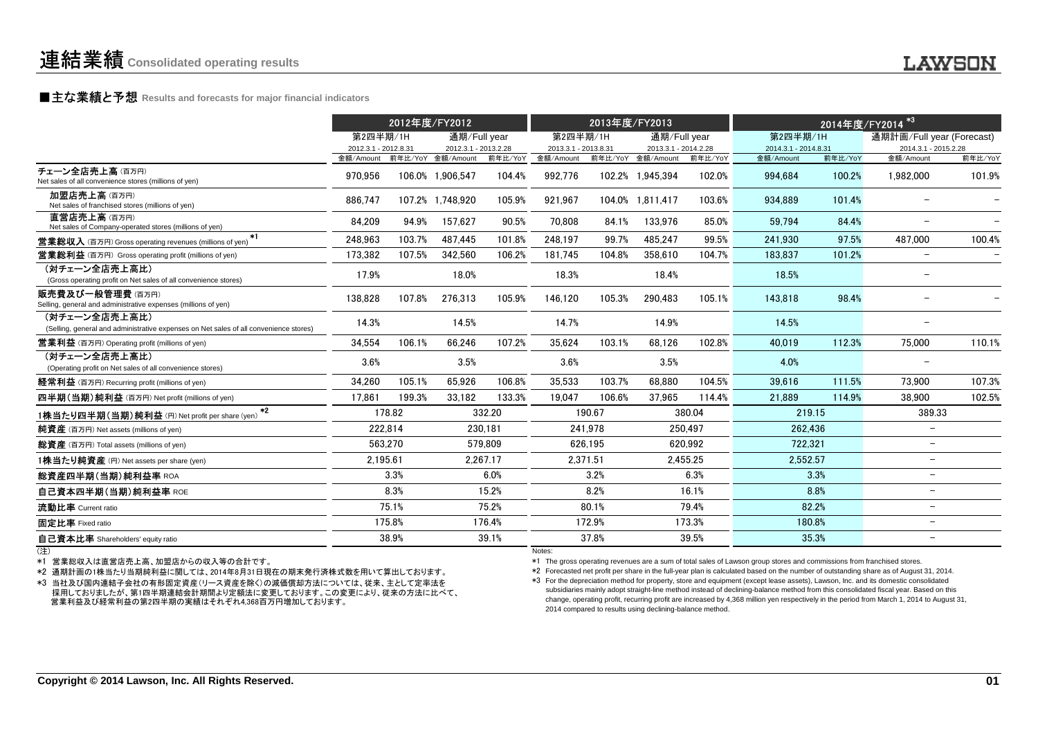# 連結業績 Consolidated operating results

## ■主な業績と予想 Results and forecasts for major financial indicators

| | 2012年度/FY2012 | | | | 2013年度/FY2013 | | | | 2014年度/FY2014 *3 | | | |
|---|---|---|---|---|---|---|---|---|---|---|---|---|
| | 第2四半期/1H | | 通期/Full year | | 第2四半期/1H | | 通期/Full year | | 第2四半期/1H | | 通期計画/Full year (Forecast) | |
| | 2012.3.1 - 2012.8.31 | | 2012.3.1 - 2013.2.28 | | 2013.3.1 - 2013.8.31 | | 2013.3.1 - 2014.2.28 | | 2014.3.1 - 2014.8.31 | | 2014.3.1 - 2015.2.28 | |
| | 金額/Amount | 前年比/YoY | 金額/Amount | 前年比/YoY | 金額/Amount | 前年比/YoY | 金額/Amount | 前年比/YoY | 金額/Amount | 前年比/YoY | 金額/Amount | 前年比/YoY |
| チェーン全店売上高（百万円） Net sales of all convenience stores (millions of yen) | 970,956 | 106.0% | 1,906,547 | 104.4% | 992,776 | 102.2% | 1,945,394 | 102.0% | 994,684 | 100.2% | 1,982,000 | 101.9% |
| 加盟店売上高（百万円） Net sales of franchised stores (millions of yen) | 886,747 | 107.2% | 1,748,920 | 105.9% | 921,967 | 104.0% | 1,811,417 | 103.6% | 934,889 | 101.4% | − | − |
| 直営店売上高（百万円） Net sales of Company-operated stores (millions of yen) | 84,209 | 94.9% | 157,627 | 90.5% | 70,808 | 84.1% | 133,976 | 85.0% | 59,794 | 84.4% | − | − |
| 営業総収入（百万円）Gross operating revenues (millions of yen) *1 | 248,963 | 103.7% | 487,445 | 101.8% | 248,197 | 99.7% | 485,247 | 99.5% | 241,930 | 97.5% | 487,000 | 100.4% |
| 営業総利益（百万円） Gross operating profit (millions of yen) | 173,382 | 107.5% | 342,560 | 106.2% | 181,745 | 104.8% | 358,610 | 104.7% | 183,837 | 101.2% | − | − |
| （対チェーン全店売上高比） (Gross operating profit on Net sales of all convenience stores) | 17.9% | | 18.0% | | 18.3% | | 18.4% | | 18.5% | | − | |
| 販売費及び一般管理費（百万円） Selling, general and administrative expenses (millions of yen) | 138,828 | 107.8% | 276,313 | 105.9% | 146,120 | 105.3% | 290,483 | 105.1% | 143,818 | 98.4% | − | − |
| （対チェーン全店売上高比） (Selling, general and administrative expenses on Net sales of all convenience stores) | 14.3% | | 14.5% | | 14.7% | | 14.9% | | 14.5% | | − | |
| 営業利益（百万円） Operating profit (millions of yen) | 34,554 | 106.1% | 66,246 | 107.2% | 35,624 | 103.1% | 68,126 | 102.8% | 40,019 | 112.3% | 75,000 | 110.1% |
| （対チェーン全店売上高比） (Operating profit on Net sales of all convenience stores) | 3.6% | | 3.5% | | 3.6% | | 3.5% | | 4.0% | | − | |
| 経常利益（百万円） Recurring profit (millions of yen) | 34,260 | 105.1% | 65,926 | 106.8% | 35,533 | 103.7% | 68,880 | 104.5% | 39,616 | 111.5% | 73,900 | 107.3% |
| 四半期（当期）純利益（百万円） Net profit (millions of yen) | 17,861 | 199.3% | 33,182 | 133.3% | 19,047 | 106.6% | 37,965 | 114.4% | 21,889 | 114.9% | 38,900 | 102.5% |
| 1株当たり四半期（当期）純利益（円） Net profit per share (yen) *2 | 178.82 | | 332.20 | | 190.67 | | 380.04 | | 219.15 | | 389.33 | |
| 純資産（百万円） Net assets (millions of yen) | 222,814 | | 230,181 | | 241,978 | | 250,497 | | 262,436 | | − | |
| 総資産（百万円） Total assets (millions of yen) | 563,270 | | 579,809 | | 626,195 | | 620,992 | | 722,321 | | − | |
| 1株当たり純資産（円） Net assets per share (yen) | 2,195.61 | | 2,267.17 | | 2,371.51 | | 2,455.25 | | 2,552.57 | | − | |
| 総資産四半期（当期）純利益率 ROA | 3.3% | | 6.0% | | 3.2% | | 6.3% | | 3.3% | | − | |
| 自己資本四半期（当期）純利益率 ROE | 8.3% | | 15.2% | | 8.2% | | 16.1% | | 8.8% | | − | |
| 流動比率 Current ratio | 75.1% | | 75.2% | | 80.1% | | 79.4% | | 82.2% | | − | |
| 固定比率 Fixed ratio | 175.8% | | 176.4% | | 172.9% | | 173.3% | | 180.8% | | − | |
| 自己資本比率 Shareholders' equity ratio | 38.9% | | 39.1% | | 37.8% | | 39.5% | | 35.3% | | − | |

（注）

*1 営業総収入は直営店売上高、加盟店からの収入等の合計です。

*2 通期計画の1株当たり当期純利益に関しては、2014年8月31日現在の期末発行済株式数を用いて算出しております。

*3 当社及び国内連結子会社の有形固定資産（リース資産を除く）の減価償却方法については、従来、主として定率法を採用しておりましたが、第1四半期連結会計期間より定額法に変更しております。この変更により、従来の方法に比べて、営業利益及び経常利益の第2四半期の実績はそれぞれ4,368百万円増加しております。

Notes:

*1 The gross operating revenues are a sum of total sales of Lawson group stores and commissions from franchised stores.

*2 Forecasted net profit per share in the full-year plan is calculated based on the number of outstanding share as of August 31, 2014.

*3 For the depreciation method for property, store and equipment (except lease assets), Lawson, Inc. and its domestic consolidated subsidiaries mainly adopt straight-line method instead of declining-balance method from this consolidated fiscal year. Based on this change, operating profit, recurring profit are increased by 4,368 million yen respectively in the period from March 1, 2014 to August 31, 2014 compared to results using declining-balance method.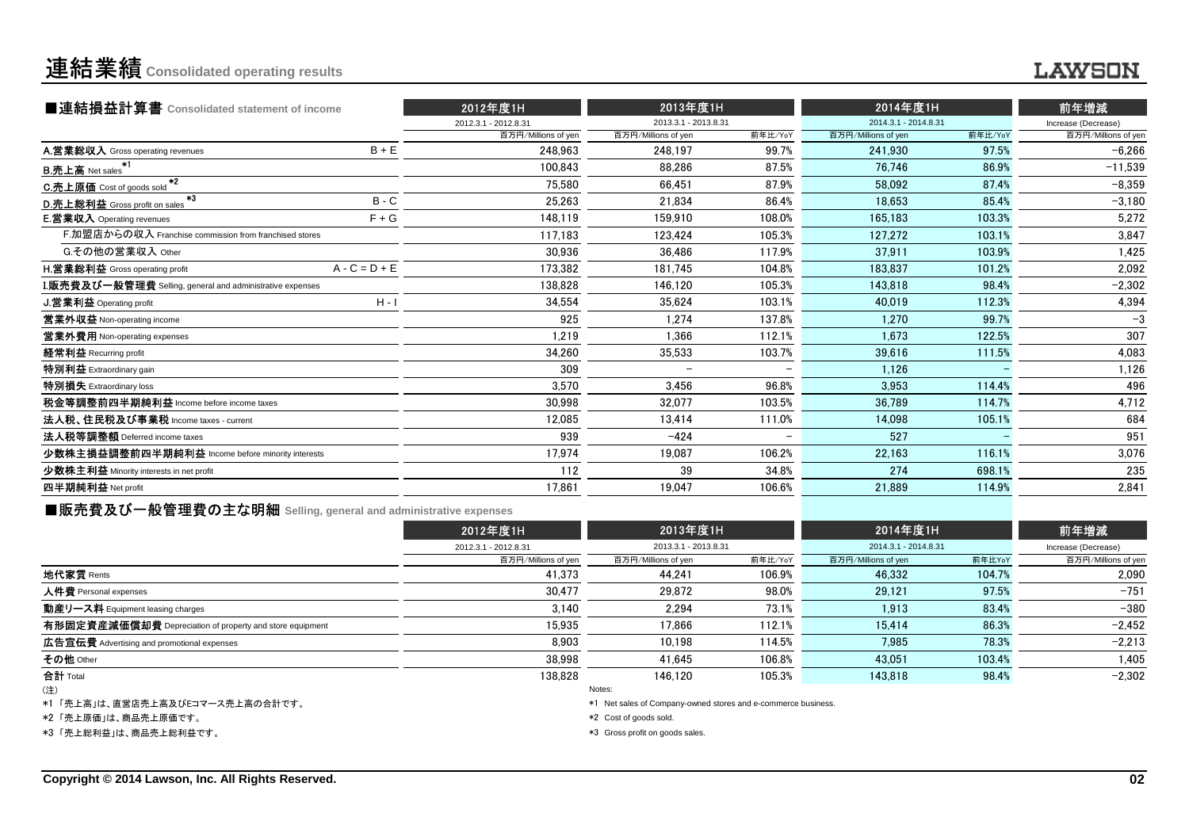# 連結業績 Consolidated operating results

## ■連結損益計算書 Consolidated statement of income

| | | 2012年度1H | 2013年度1H | | 2014年度1H | | 前年増減 |
|---|---|---|---|---|---|---|---|
| | | 2012.3.1 - 2012.8.31 | 2013.3.1 - 2013.8.31 | | 2014.3.1 - 2014.8.31 | | Increase (Decrease) |
| | | 百万円/Millions of yen | 百万円/Millions of yen | 前年比/YoY | 百万円/Millions of yen | 前年比/YoY | 百万円/Millions of yen |
| A.営業総収入 Gross operating revenues | B + E | 248,963 | 248,197 | 99.7% | 241,930 | 97.5% | −6,266 |
| B.売上高 Net sales *1 | | 100,843 | 88,286 | 87.5% | 76,746 | 86.9% | −11,539 |
| C.売上原価 Cost of goods sold *2 | | 75,580 | 66,451 | 87.9% | 58,092 | 87.4% | −8,359 |
| D.売上総利益 Gross profit on sales *3 | B - C | 25,263 | 21,834 | 86.4% | 18,653 | 85.4% | −3,180 |
| E.営業収入 Operating revenues | F + G | 148,119 | 159,910 | 108.0% | 165,183 | 103.3% | 5,272 |
| F.加盟店からの収入 Franchise commission from franchised stores | | 117,183 | 123,424 | 105.3% | 127,272 | 103.1% | 3,847 |
| G.その他の営業収入 Other | | 30,936 | 36,486 | 117.9% | 37,911 | 103.9% | 1,425 |
| H.営業総利益 Gross operating profit | A - C = D + E | 173,382 | 181,745 | 104.8% | 183,837 | 101.2% | 2,092 |
| I.販売費及び一般管理費 Selling, general and administrative expenses | | 138,828 | 146,120 | 105.3% | 143,818 | 98.4% | −2,302 |
| J.営業利益 Operating profit | H - I | 34,554 | 35,624 | 103.1% | 40,019 | 112.3% | 4,394 |
| 営業外収益 Non-operating income | | 925 | 1,274 | 137.8% | 1,270 | 99.7% | −3 |
| 営業外費用 Non-operating expenses | | 1,219 | 1,366 | 112.1% | 1,673 | 122.5% | 307 |
| 経常利益 Recurring profit | | 34,260 | 35,533 | 103.7% | 39,616 | 111.5% | 4,083 |
| 特別利益 Extraordinary gain | | 309 | − | − | 1,126 | − | 1,126 |
| 特別損失 Extraordinary loss | | 3,570 | 3,456 | 96.8% | 3,953 | 114.4% | 496 |
| 税金等調整前四半期純利益 Income before income taxes | | 30,998 | 32,077 | 103.5% | 36,789 | 114.7% | 4,712 |
| 法人税、住民税及び事業税 Income taxes - current | | 12,085 | 13,414 | 111.0% | 14,098 | 105.1% | 684 |
| 法人税等調整額 Deferred income taxes | | 939 | −424 | − | 527 | − | 951 |
| 少数株主損益調整前四半期純利益 Income before minority interests | | 17,974 | 19,087 | 106.2% | 22,163 | 116.1% | 3,076 |
| 少数株主利益 Minority interests in net profit | | 112 | 39 | 34.8% | 274 | 698.1% | 235 |
| 四半期純利益 Net profit | | 17,861 | 19,047 | 106.6% | 21,889 | 114.9% | 2,841 |

## ■販売費及び一般管理費の主な明細 Selling, general and administrative expenses

| | 2012年度1H | 2013年度1H | | 2014年度1H | | 前年増減 |
|---|---|---|---|---|---|---|
| | 2012.3.1 - 2012.8.31 | 2013.3.1 - 2013.8.31 | | 2014.3.1 - 2014.8.31 | | Increase (Decrease) |
| | 百万円/Millions of yen | 百万円/Millions of yen | 前年比/YoY | 百万円/Millions of yen | 前年比YoY | 百万円/Millions of yen |
| 地代家賃 Rents | 41,373 | 44,241 | 106.9% | 46,332 | 104.7% | 2,090 |
| 人件費 Personal expenses | 30,477 | 29,872 | 98.0% | 29,121 | 97.5% | −751 |
| 動産リース料 Equipment leasing charges | 3,140 | 2,294 | 73.1% | 1,913 | 83.4% | −380 |
| 有形固定資産減価償却費 Depreciation of property and store equipment | 15,935 | 17,866 | 112.1% | 15,414 | 86.3% | −2,452 |
| 広告宣伝費 Advertising and promotional expenses | 8,903 | 10,198 | 114.5% | 7,985 | 78.3% | −2,213 |
| その他 Other | 38,998 | 41,645 | 106.8% | 43,051 | 103.4% | 1,405 |
| 合計 Total | 138,828 | 146,120 | 105.3% | 143,818 | 98.4% | −2,302 |

(注)

*1 「売上高」は、直営店売上高及びEコマース売上高の合計です。

*2 「売上原価」は、商品売上原価です。

*3 「売上総利益」は、商品売上総利益です。

Notes:

*1 Net sales of Company-owned stores and e-commerce business.

*2 Cost of goods sold.

*3 Gross profit on goods sales.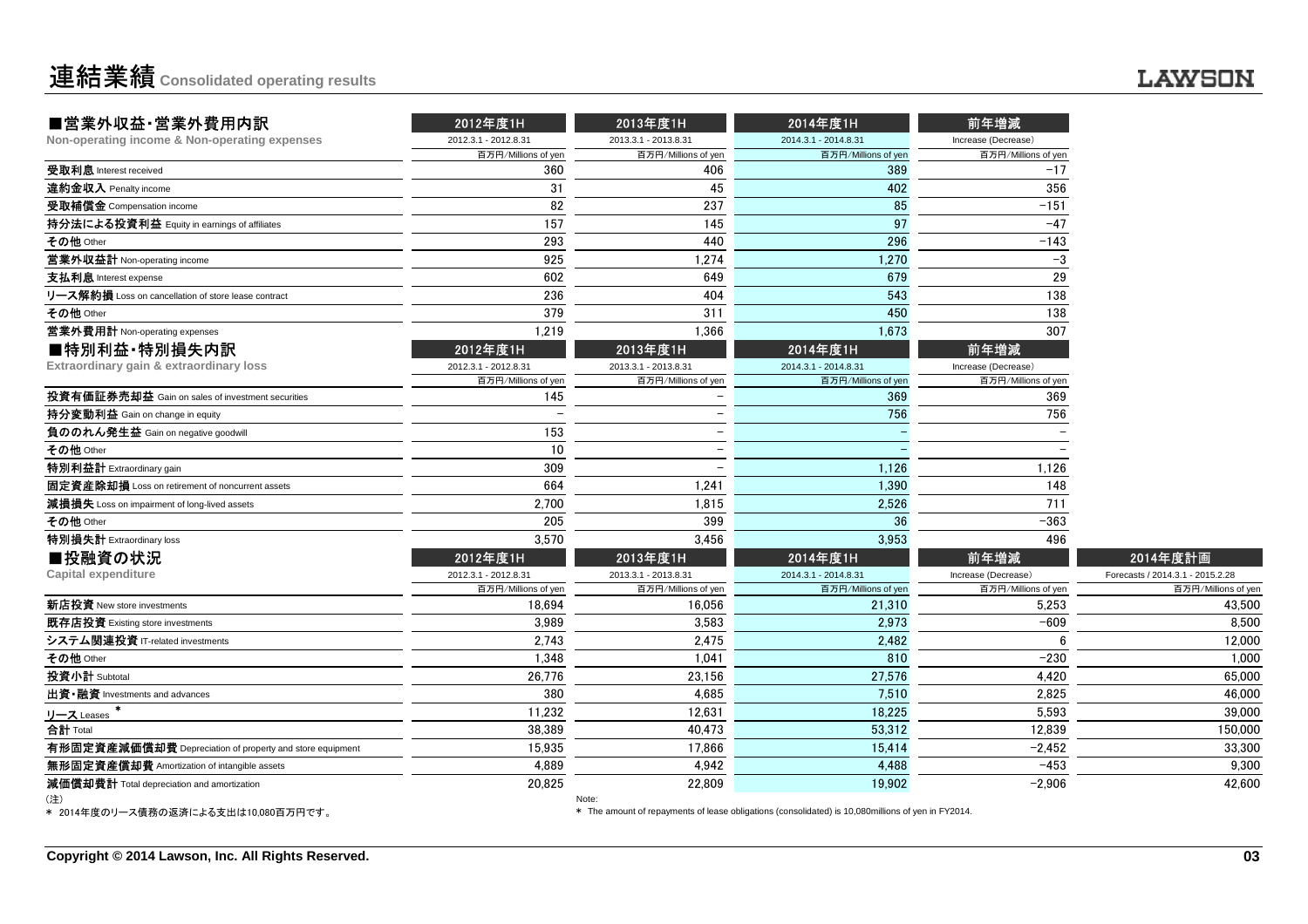# 連結業績 Consolidated operating results

## ■営業外収益・営業外費用内訳
**Non-operating income & Non-operating expenses**

| | 2012年度1H | 2013年度1H | 2014年度1H | 前年増減 |
|---|---|---|---|---|
| | 2012.3.1 - 2012.8.31 | 2013.3.1 - 2013.8.31 | 2014.3.1 - 2014.8.31 | Increase (Decrease) |
| | 百万円/Millions of yen | 百万円/Millions of yen | 百万円/Millions of yen | 百万円/Millions of yen |
| **受取利息** Interest received | 360 | 406 | 389 | −17 |
| **違約金収入** Penalty income | 31 | 45 | 402 | 356 |
| **受取補償金** Compensation income | 82 | 237 | 85 | −151 |
| **持分法による投資利益** Equity in earnings of affiliates | 157 | 145 | 97 | −47 |
| **その他** Other | 293 | 440 | 296 | −143 |
| **営業外収益計** Non-operating income | 925 | 1,274 | 1,270 | −3 |
| **支払利息** Interest expense | 602 | 649 | 679 | 29 |
| **リース解約損** Loss on cancellation of store lease contract | 236 | 404 | 543 | 138 |
| **その他** Other | 379 | 311 | 450 | 138 |
| **営業外費用計** Non-operating expenses | 1,219 | 1,366 | 1,673 | 307 |

## ■特別利益・特別損失内訳
**Extraordinary gain & extraordinary loss**

| | 2012年度1H | 2013年度1H | 2014年度1H | 前年増減 |
|---|---|---|---|---|
| | 2012.3.1 - 2012.8.31 | 2013.3.1 - 2013.8.31 | 2014.3.1 - 2014.8.31 | Increase (Decrease) |
| | 百万円/Millions of yen | 百万円/Millions of yen | 百万円/Millions of yen | 百万円/Millions of yen |
| **投資有価証券売却益** Gain on sales of investment securities | 145 | − | 369 | 369 |
| **持分変動利益** Gain on change in equity | − | − | 756 | 756 |
| **負ののれん発生益** Gain on negative goodwill | 153 | − | − | − |
| **その他** Other | 10 | − | − | − |
| **特別利益計** Extraordinary gain | 309 | − | 1,126 | 1,126 |
| **固定資産除却損** Loss on retirement of noncurrent assets | 664 | 1,241 | 1,390 | 148 |
| **減損損失** Loss on impairment of long-lived assets | 2,700 | 1,815 | 2,526 | 711 |
| **その他** Other | 205 | 399 | 36 | −363 |
| **特別損失計** Extraordinary loss | 3,570 | 3,456 | 3,953 | 496 |

## ■投融資の状況
**Capital expenditure**

| | 2012年度1H | 2013年度1H | 2014年度1H | 前年増減 | 2014年度計画 |
|---|---|---|---|---|---|
| | 2012.3.1 - 2012.8.31 | 2013.3.1 - 2013.8.31 | 2014.3.1 - 2014.8.31 | Increase (Decrease) | Forecasts / 2014.3.1 - 2015.2.28 |
| | 百万円/Millions of yen | 百万円/Millions of yen | 百万円/Millions of yen | 百万円/Millions of yen | 百万円/Millions of yen |
| **新店投資** New store investments | 18,694 | 16,056 | 21,310 | 5,253 | 43,500 |
| **既存店投資** Existing store investments | 3,989 | 3,583 | 2,973 | −609 | 8,500 |
| **システム関連投資** IT-related investments | 2,743 | 2,475 | 2,482 | 6 | 12,000 |
| **その他** Other | 1,348 | 1,041 | 810 | −230 | 1,000 |
| **投資小計** Subtotal | 26,776 | 23,156 | 27,576 | 4,420 | 65,000 |
| **出資・融資** Investments and advances | 380 | 4,685 | 7,510 | 2,825 | 46,000 |
| **リース** Leases * | 11,232 | 12,631 | 18,225 | 5,593 | 39,000 |
| **合計** Total | 38,389 | 40,473 | 53,312 | 12,839 | 150,000 |
| **有形固定資産減価償却費** Depreciation of property and store equipment | 15,935 | 17,866 | 15,414 | −2,452 | 33,300 |
| **無形固定資産償却費** Amortization of intangible assets | 4,889 | 4,942 | 4,488 | −453 | 9,300 |
| **減価償却費計** Total depreciation and amortization | 20,825 | 22,809 | 19,902 | −2,906 | 42,600 |

(注)
* 2014年度のリース債務の返済による支出は10,080百万円です。

Note:
* The amount of repayments of lease obligations (consolidated) is 10,080millions of yen in FY2014.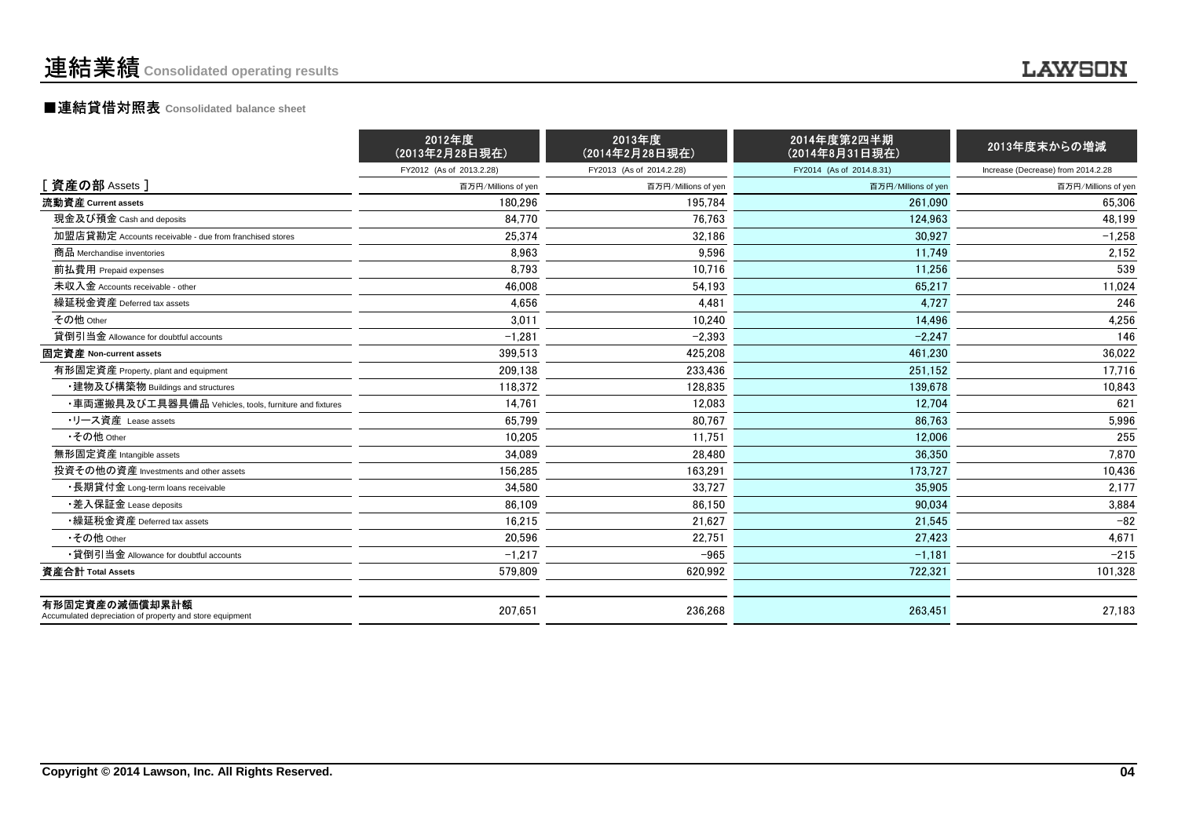# 連結業績 Consolidated operating results

## ■連結貸借対照表 Consolidated balance sheet

| | 2012年度 (2013年2月28日現在) FY2012 (As of 2013.2.28) | 2013年度 (2014年2月28日現在) FY2013 (As of 2014.2.28) | 2014年度第2四半期 (2014年8月31日現在) FY2014 (As of 2014.8.31) | 2013年度末からの増減 Increase (Decrease) from 2014.2.28 |
|---|---|---|---|---|
| [ 資産の部 Assets ] | 百万円/Millions of yen | 百万円/Millions of yen | 百万円/Millions of yen | 百万円/Millions of yen |
| **流動資産 Current assets** | 180,296 | 195,784 | 261,090 | 65,306 |
| 現金及び預金 Cash and deposits | 84,770 | 76,763 | 124,963 | 48,199 |
| 加盟店貸勘定 Accounts receivable - due from franchised stores | 25,374 | 32,186 | 30,927 | −1,258 |
| 商品 Merchandise inventories | 8,963 | 9,596 | 11,749 | 2,152 |
| 前払費用 Prepaid expenses | 8,793 | 10,716 | 11,256 | 539 |
| 未収入金 Accounts receivable - other | 46,008 | 54,193 | 65,217 | 11,024 |
| 繰延税金資産 Deferred tax assets | 4,656 | 4,481 | 4,727 | 246 |
| その他 Other | 3,011 | 10,240 | 14,496 | 4,256 |
| 貸倒引当金 Allowance for doubtful accounts | −1,281 | −2,393 | −2,247 | 146 |
| **固定資産 Non-current assets** | 399,513 | 425,208 | 461,230 | 36,022 |
| 有形固定資産 Property, plant and equipment | 209,138 | 233,436 | 251,152 | 17,716 |
| ・建物及び構築物 Buildings and structures | 118,372 | 128,835 | 139,678 | 10,843 |
| ・車両運搬具及び工具器具備品 Vehicles, tools, furniture and fixtures | 14,761 | 12,083 | 12,704 | 621 |
| ・リース資産 Lease assets | 65,799 | 80,767 | 86,763 | 5,996 |
| ・その他 Other | 10,205 | 11,751 | 12,006 | 255 |
| 無形固定資産 Intangible assets | 34,089 | 28,480 | 36,350 | 7,870 |
| 投資その他の資産 Investments and other assets | 156,285 | 163,291 | 173,727 | 10,436 |
| ・長期貸付金 Long-term loans receivable | 34,580 | 33,727 | 35,905 | 2,177 |
| ・差入保証金 Lease deposits | 86,109 | 86,150 | 90,034 | 3,884 |
| ・繰延税金資産 Deferred tax assets | 16,215 | 21,627 | 21,545 | −82 |
| ・その他 Other | 20,596 | 22,751 | 27,423 | 4,671 |
| ・貸倒引当金 Allowance for doubtful accounts | −1,217 | −965 | −1,181 | −215 |
| **資産合計 Total Assets** | 579,809 | 620,992 | 722,321 | 101,328 |
| | | | | |
| **有形固定資産の減価償却累計額** Accumulated depreciation of property and store equipment | 207,651 | 236,268 | 263,451 | 27,183 |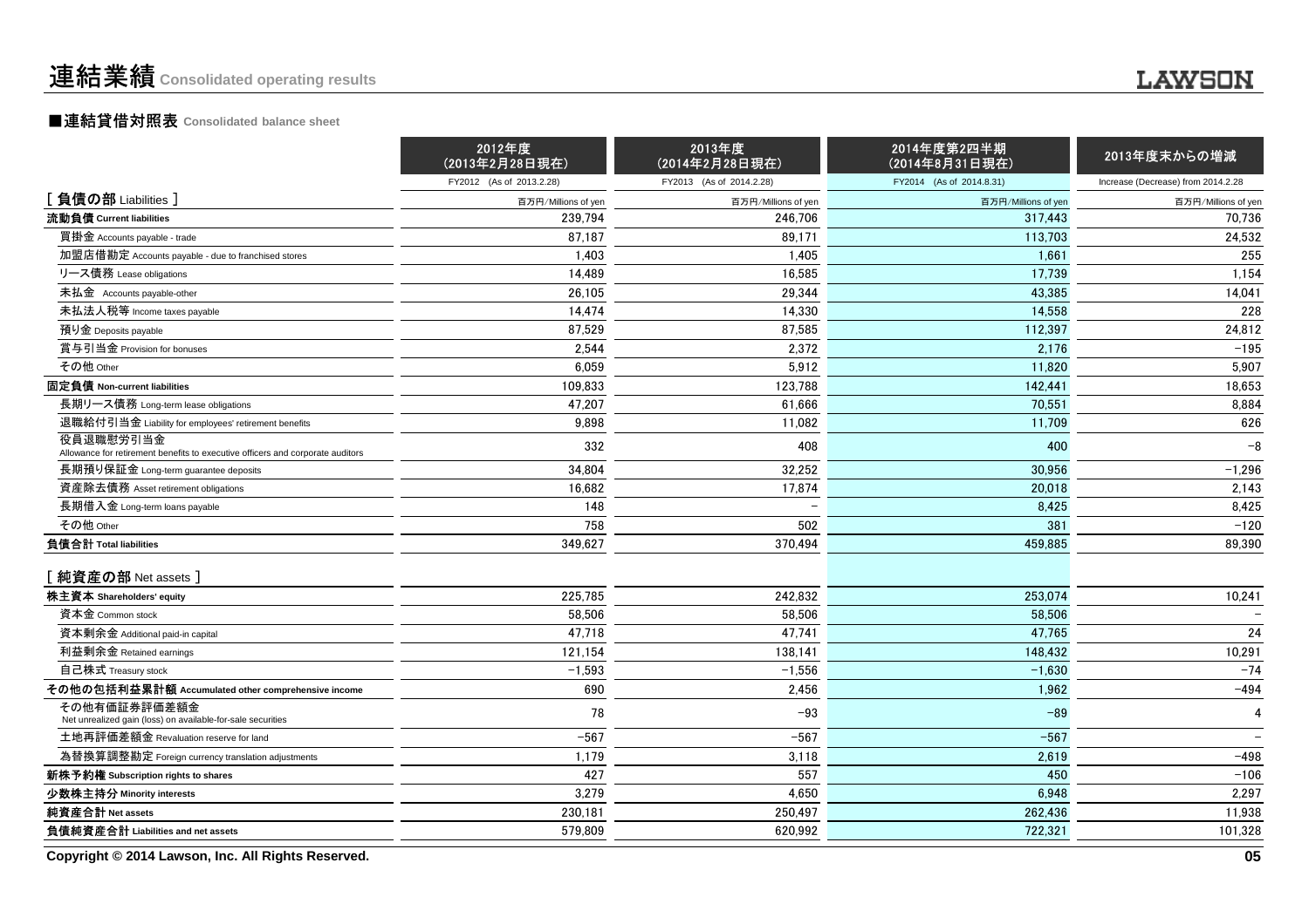# 連結業績 Consolidated operating results

## ■連結貸借対照表 Consolidated balance sheet

| | 2012年度（2013年2月28日現在） | 2013年度（2014年2月28日現在） | 2014年度第2四半期（2014年8月31日現在） | 2013年度末からの増減 |
|---|---|---|---|---|
| | FY2012 (As of 2013.2.28) | FY2013 (As of 2014.2.28) | FY2014 (As of 2014.8.31) | Increase (Decrease) from 2014.2.28 |
| [ 負債の部 Liabilities ] | 百万円/Millions of yen | 百万円/Millions of yen | 百万円/Millions of yen | 百万円/Millions of yen |
| **流動負債 Current liabilities** | 239,794 | 246,706 | 317,443 | 70,736 |
| 買掛金 Accounts payable - trade | 87,187 | 89,171 | 113,703 | 24,532 |
| 加盟店借勘定 Accounts payable - due to franchised stores | 1,403 | 1,405 | 1,661 | 255 |
| リース債務 Lease obligations | 14,489 | 16,585 | 17,739 | 1,154 |
| 未払金 Accounts payable-other | 26,105 | 29,344 | 43,385 | 14,041 |
| 未払法人税等 Income taxes payable | 14,474 | 14,330 | 14,558 | 228 |
| 預り金 Deposits payable | 87,529 | 87,585 | 112,397 | 24,812 |
| 賞与引当金 Provision for bonuses | 2,544 | 2,372 | 2,176 | −195 |
| その他 Other | 6,059 | 5,912 | 11,820 | 5,907 |
| **固定負債 Non-current liabilities** | 109,833 | 123,788 | 142,441 | 18,653 |
| 長期リース債務 Long-term lease obligations | 47,207 | 61,666 | 70,551 | 8,884 |
| 退職給付引当金 Liability for employees' retirement benefits | 9,898 | 11,082 | 11,709 | 626 |
| 役員退職慰労引当金 Allowance for retirement benefits to executive officers and corporate auditors | 332 | 408 | 400 | −8 |
| 長期預り保証金 Long-term guarantee deposits | 34,804 | 32,252 | 30,956 | −1,296 |
| 資産除去債務 Asset retirement obligations | 16,682 | 17,874 | 20,018 | 2,143 |
| 長期借入金 Long-term loans payable | 148 | − | 8,425 | 8,425 |
| その他 Other | 758 | 502 | 381 | −120 |
| **負債合計 Total liabilities** | 349,627 | 370,494 | 459,885 | 89,390 |
| [ 純資産の部 Net assets ] | | | | |
| **株主資本 Shareholders' equity** | 225,785 | 242,832 | 253,074 | 10,241 |
| 資本金 Common stock | 58,506 | 58,506 | 58,506 | − |
| 資本剰余金 Additional paid-in capital | 47,718 | 47,741 | 47,765 | 24 |
| 利益剰余金 Retained earnings | 121,154 | 138,141 | 148,432 | 10,291 |
| 自己株式 Treasury stock | −1,593 | −1,556 | −1,630 | −74 |
| **その他の包括利益累計額 Accumulated other comprehensive income** | 690 | 2,456 | 1,962 | −494 |
| その他有価証券評価差額金 Net unrealized gain (loss) on available-for-sale securities | 78 | −93 | −89 | 4 |
| 土地再評価差額金 Revaluation reserve for land | −567 | −567 | −567 | − |
| 為替換算調整勘定 Foreign currency translation adjustments | 1,179 | 3,118 | 2,619 | −498 |
| **新株予約権 Subscription rights to shares** | 427 | 557 | 450 | −106 |
| **少数株主持分 Minority interests** | 3,279 | 4,650 | 6,948 | 2,297 |
| **純資産合計 Net assets** | 230,181 | 250,497 | 262,436 | 11,938 |
| **負債純資産合計 Liabilities and net assets** | 579,809 | 620,992 | 722,321 | 101,328 |

Copyright © 2014 Lawson, Inc. All Rights Reserved.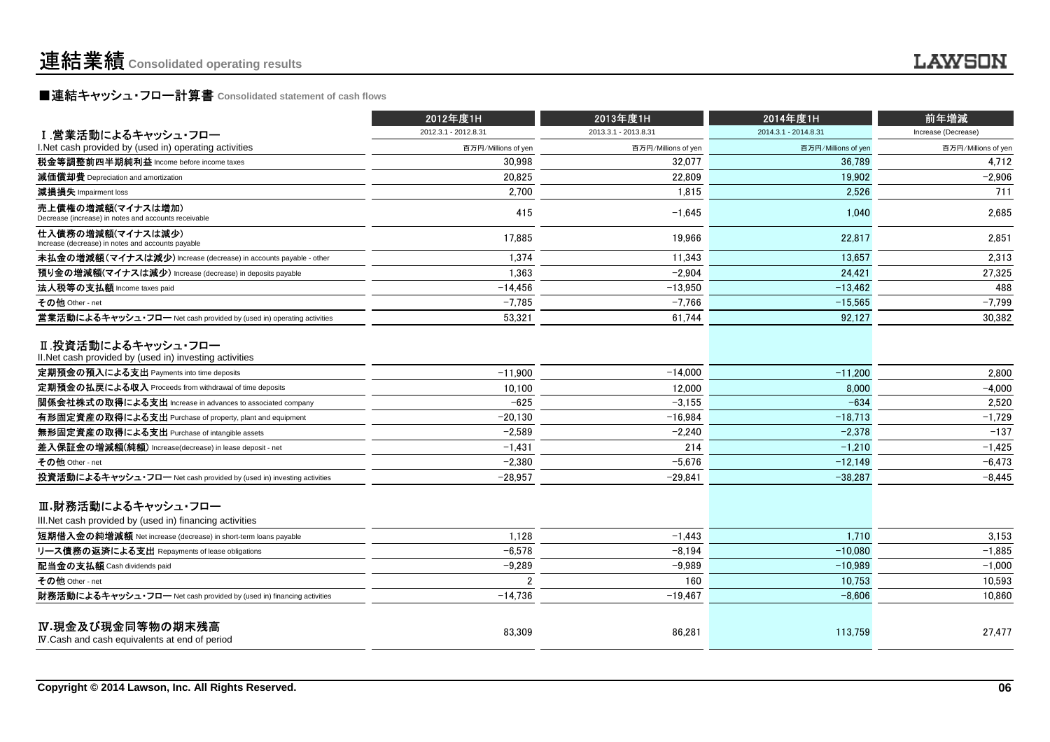# 連結業績 Consolidated operating results

## ■連結キャッシュ・フロー計算書 Consolidated statement of cash flows

| | 2012年度1H | 2013年度1H | 2014年度1H | 前年増減 |
|---|---|---|---|---|
| Ⅰ.営業活動によるキャッシュ・フロー | 2012.3.1 - 2012.8.31 | 2013.3.1 - 2013.8.31 | 2014.3.1 - 2014.8.31 | Increase (Decrease) |
| I.Net cash provided by (used in) operating activities | 百万円/Millions of yen | 百万円/Millions of yen | 百万円/Millions of yen | 百万円/Millions of yen |
| 税金等調整前四半期純利益 Income before income taxes | 30,998 | 32,077 | 36,789 | 4,712 |
| 減価償却費 Depreciation and amortization | 20,825 | 22,809 | 19,902 | −2,906 |
| 減損損失 Impairment loss | 2,700 | 1,815 | 2,526 | 711 |
| 売上債権の増減額(マイナスは増加) Decrease (increase) in notes and accounts receivable | 415 | −1,645 | 1,040 | 2,685 |
| 仕入債務の増減額(マイナスは減少) Increase (decrease) in notes and accounts payable | 17,885 | 19,966 | 22,817 | 2,851 |
| 未払金の増減額（マイナスは減少） Increase (decrease) in accounts payable - other | 1,374 | 11,343 | 13,657 | 2,313 |
| 預り金の増減額(マイナスは減少) Increase (decrease) in deposits payable | 1,363 | −2,904 | 24,421 | 27,325 |
| 法人税等の支払額 Income taxes paid | −14,456 | −13,950 | −13,462 | 488 |
| その他 Other - net | −7,785 | −7,766 | −15,565 | −7,799 |
| 営業活動によるキャッシュ・フロー Net cash provided by (used in) operating activities | 53,321 | 61,744 | 92,127 | 30,382 |
| **Ⅱ.投資活動によるキャッシュ・フロー** II.Net cash provided by (used in) investing activities | | | | |
| 定期預金の預入による支出 Payments into time deposits | −11,900 | −14,000 | −11,200 | 2,800 |
| 定期預金の払戻による収入 Proceeds from withdrawal of time deposits | 10,100 | 12,000 | 8,000 | −4,000 |
| 関係会社株式の取得による支出 Increase in advances to associated company | −625 | −3,155 | −634 | 2,520 |
| 有形固定資産の取得による支出 Purchase of property, plant and equipment | −20,130 | −16,984 | −18,713 | −1,729 |
| 無形固定資産の取得による支出 Purchase of intangible assets | −2,589 | −2,240 | −2,378 | −137 |
| 差入保証金の増減額(純額) Increase(decrease) in lease deposit - net | −1,431 | 214 | −1,210 | −1,425 |
| その他 Other - net | −2,380 | −5,676 | −12,149 | −6,473 |
| 投資活動によるキャッシュ・フロー Net cash provided by (used in) investing activities | −28,957 | −29,841 | −38,287 | −8,445 |
| **Ⅲ.財務活動によるキャッシュ・フロー** III.Net cash provided by (used in) financing activities | | | | |
| 短期借入金の純増減額 Net increase (decrease) in short-term loans payable | 1,128 | −1,443 | 1,710 | 3,153 |
| リース債務の返済による支出 Repayments of lease obligations | −6,578 | −8,194 | −10,080 | −1,885 |
| 配当金の支払額 Cash dividends paid | −9,289 | −9,989 | −10,989 | −1,000 |
| その他 Other - net | 2 | 160 | 10,753 | 10,593 |
| 財務活動によるキャッシュ・フロー Net cash provided by (used in) financing activities | −14,736 | −19,467 | −8,606 | 10,860 |
| **Ⅳ.現金及び現金同等物の期末残高** Ⅳ.Cash and cash equivalents at end of period | 83,309 | 86,281 | 113,759 | 27,477 |

Copyright © 2014 Lawson, Inc. All Rights Reserved.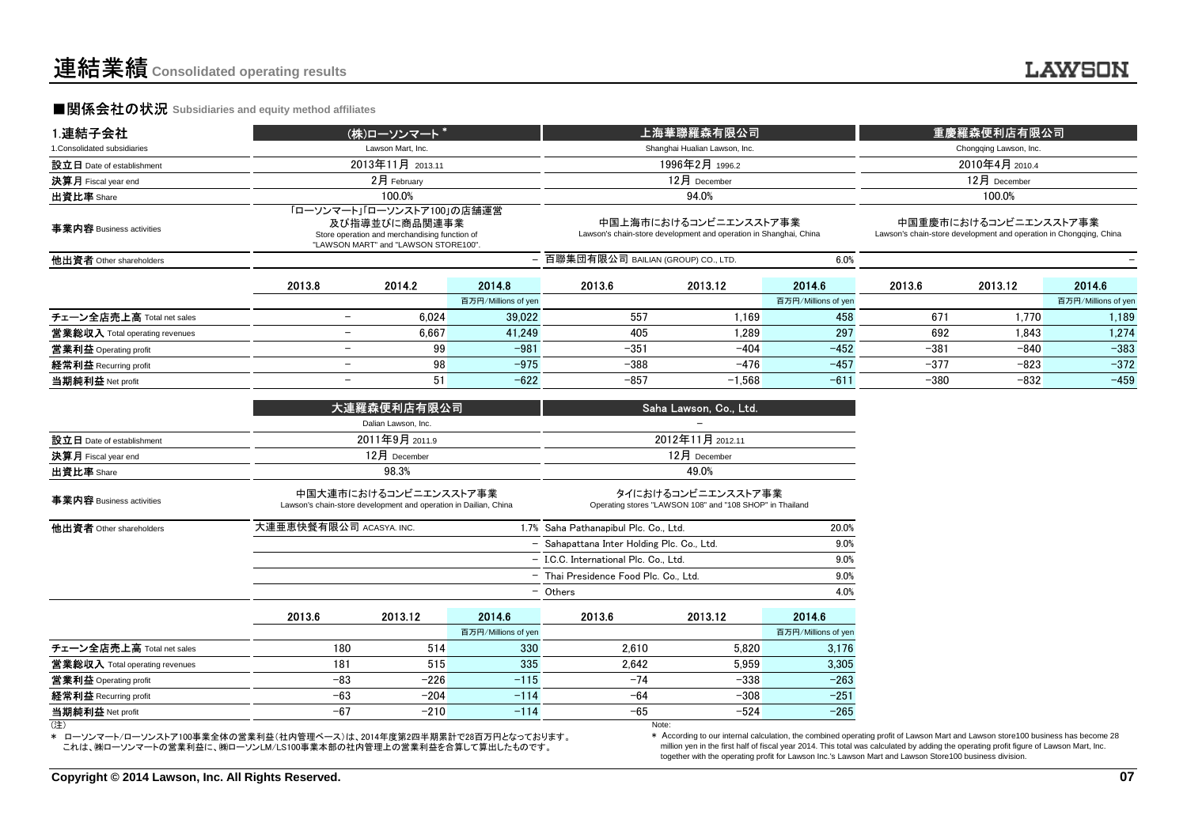# 連結業績 Consolidated operating results

## ■関係会社の状況 Subsidiaries and equity method affiliates

### 1.連結子会社 1.Consolidated subsidiaries

| | (株)ローソンマート * | | | 上海華聯羅森有限公司 | | | 重慶羅森便利店有限公司 | | |
|---|---|---|---|---|---|---|---|---|---|
| | Lawson Mart, Inc. | | | Shanghai Hualian Lawson, Inc. | | | Chongqing Lawson, Inc. | | |
| 設立日 Date of establishment | 2013年11月 2013.11 | | | 1996年2月 1996.2 | | | 2010年4月 2010.4 | | |
| 決算月 Fiscal year end | 2月 February | | | 12月 December | | | 12月 December | | |
| 出資比率 Share | 100.0% | | | 94.0% | | | 100.0% | | |
| 事業内容 Business activities | 「ローソンマート」「ローソンストア100」の店舗運営及び指導並びに商品関連事業 Store operation and merchandising function of "LAWSON MART" and "LAWSON STORE100". | | | 中国上海市におけるコンビニエンスストア事業 Lawson's chain-store development and operation in Shanghai, China | | | 中国重慶市におけるコンビニエンスストア事業 Lawson's chain-store development and operation in Chongqing, China | | |
| 他出資者 Other shareholders | – | | | 百聯集団有限公司 BAILIAN (GROUP) CO., LTD. 6.0% | | | – | | |
| | 2013.8 | 2014.2 | 2014.8 | 2013.6 | 2013.12 | 2014.6 | 2013.6 | 2013.12 | 2014.6 |
| | | | 百万円/Millions of yen | | | 百万円/Millions of yen | | | 百万円/Millions of yen |
| チェーン全店売上高 Total net sales | – | 6,024 | 39,022 | 557 | 1,169 | 458 | 671 | 1,770 | 1,189 |
| 営業総収入 Total operating revenues | – | 6,667 | 41,249 | 405 | 1,289 | 297 | 692 | 1,843 | 1,274 |
| 営業利益 Operating profit | – | 99 | −981 | −351 | −404 | −452 | −381 | −840 | −383 |
| 経常利益 Recurring profit | – | 98 | −975 | −388 | −476 | −457 | −377 | −823 | −372 |
| 当期純利益 Net profit | – | 51 | −622 | −857 | −1,568 | −611 | −380 | −832 | −459 |

| | 大連羅森便利店有限公司 | | | Saha Lawson, Co., Ltd. | | |
|---|---|---|---|---|---|---|
| | Dalian Lawson, Inc. | | | – | | |
| 設立日 Date of establishment | 2011年9月 2011.9 | | | 2012年11月 2012.11 | | |
| 決算月 Fiscal year end | 12月 December | | | 12月 December | | |
| 出資比率 Share | 98.3% | | | 49.0% | | |
| 事業内容 Business activities | 中国大連市におけるコンビニエンスストア事業 Lawson's chain-store development and operation in Dailian, China | | | タイにおけるコンビニエンスストア事業 Operating stores "LAWSON 108" and "108 SHOP" in Thailand | | |
| 他出資者 Other shareholders | 大連亜恵快餐有限公司 ACASYA. INC. 1.7% | | | Saha Pathanapibul Plc. Co., Ltd. 20.0% | | |
| | – | | | Sahapattana Inter Holding Plc. Co., Ltd. 9.0% | | |
| | – | | | I.C.C. International Plc. Co., Ltd. 9.0% | | |
| | – | | | Thai Presidence Food Plc. Co., Ltd. 9.0% | | |
| | – | | | Others 4.0% | | |
| | 2013.6 | 2013.12 | 2014.6 | 2013.6 | 2013.12 | 2014.6 |
| | | | 百万円/Millions of yen | | | 百万円/Millions of yen |
| チェーン全店売上高 Total net sales | 180 | 514 | 330 | 2,610 | 5,820 | 3,176 |
| 営業総収入 Total operating revenues | 181 | 515 | 335 | 2,642 | 5,959 | 3,305 |
| 営業利益 Operating profit | −83 | −226 | −115 | −74 | −338 | −263 |
| 経常利益 Recurring profit | −63 | −204 | −114 | −64 | −308 | −251 |
| 当期純利益 Net profit | −67 | −210 | −114 | −65 | −524 | −265 |

(注)
* ローソンマート/ローソンストア100事業全体の営業利益（社内管理ベース）は、2014年度第2四半期累計で28百万円となっております。
これは、㈱ローソンマートの営業利益に、㈱ローソンLM/LS100事業本部の社内管理上の営業利益を合算して算出したものです。

Note:
* According to our internal calculation, the combined operating profit of Lawson Mart and Lawson store100 business has become 28 million yen in the first half of fiscal year 2014. This total was calculated by adding the operating profit figure of Lawson Mart, Inc. together with the operating profit for Lawson Inc.'s Lawson Mart and Lawson Store100 business division.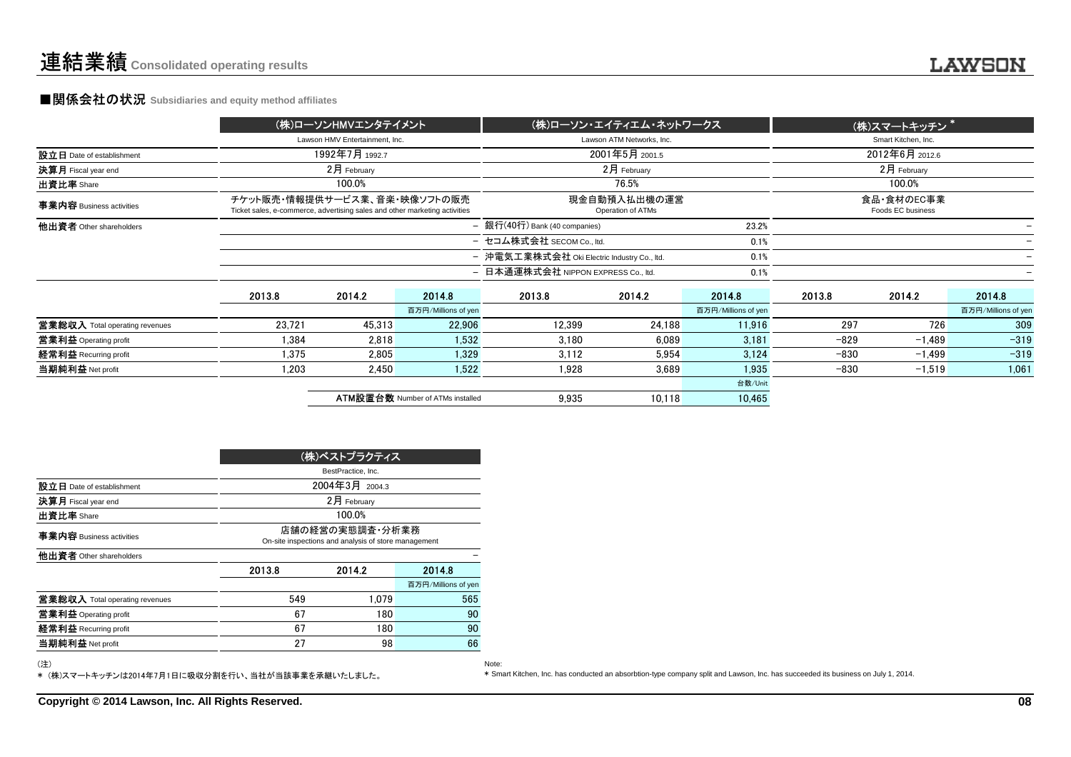# 連結業績 Consolidated operating results

## ■関係会社の状況 Subsidiaries and equity method affiliates

| | (株)ローソンHMVエンタテイメント | | | (株)ローソン・エイティエム・ネットワークス | | | (株)スマートキッチン * | | |
|---|---|---|---|---|---|---|---|---|---|
| | Lawson HMV Entertainment, Inc. | | | Lawson ATM Networks, Inc. | | | Smart Kitchen, Inc. | | |
| 設立日 Date of establishment | 1992年7月 1992.7 | | | 2001年5月 2001.5 | | | 2012年6月 2012.6 | | |
| 決算月 Fiscal year end | 2月 February | | | 2月 February | | | 2月 February | | |
| 出資比率 Share | 100.0% | | | 76.5% | | | 100.0% | | |
| 事業内容 Business activities | チケット販売・情報提供サービス業、音楽・映像ソフトの販売 Ticket sales, e-commerce, advertising sales and other marketing activities | | | 現金自動預入払出機の運営 Operation of ATMs | | | 食品・食材のEC事業 Foods EC business | | |
| 他出資者 Other shareholders | | | – | 銀行(40行) Bank (40 companies) | | 23.2% | | | – |
| | | | – | セコム株式会社 SECOM Co., ltd. | | 0.1% | | | – |
| | | | – | 沖電気工業株式会社 Oki Electric Industry Co., ltd. | | 0.1% | | | – |
| | | | – | 日本通運株式会社 NIPPON EXPRESS Co., ltd. | | 0.1% | | | – |
| | 2013.8 | 2014.2 | 2014.8 | 2013.8 | 2014.2 | 2014.8 | 2013.8 | 2014.2 | 2014.8 |
| | | | 百万円/Millions of yen | | | 百万円/Millions of yen | | | 百万円/Millions of yen |
| 営業総収入 Total operating revenues | 23,721 | 45,313 | 22,906 | 12,399 | 24,188 | 11,916 | 297 | 726 | 309 |
| 営業利益 Operating profit | 1,384 | 2,818 | 1,532 | 3,180 | 6,089 | 3,181 | −829 | −1,489 | −319 |
| 経常利益 Recurring profit | 1,375 | 2,805 | 1,329 | 3,112 | 5,954 | 3,124 | −830 | −1,499 | −319 |
| 当期純利益 Net profit | 1,203 | 2,450 | 1,522 | 1,928 | 3,689 | 1,935 | −830 | −1,519 | 1,061 |
| | | | | | | 台数/Unit | | | |
| | | ATM設置台数 Number of ATMs installed | | 9,935 | 10,118 | 10,465 | | | |

| | (株)ベストプラクティス | | |
|---|---|---|---|
| | BestPractice, Inc. | | |
| 設立日 Date of establishment | 2004年3月 2004.3 | | |
| 決算月 Fiscal year end | 2月 February | | |
| 出資比率 Share | 100.0% | | |
| 事業内容 Business activities | 店舗の経営の実態調査・分析業務 On-site inspections and analysis of store management | | |
| 他出資者 Other shareholders | | | – |
| | 2013.8 | 2014.2 | 2014.8 |
| | | | 百万円/Millions of yen |
| 営業総収入 Total operating revenues | 549 | 1,079 | 565 |
| 営業利益 Operating profit | 67 | 180 | 90 |
| 経常利益 Recurring profit | 67 | 180 | 90 |
| 当期純利益 Net profit | 27 | 98 | 66 |

(注)
* (株)スマートキッチンは2014年7月1日に吸収分割を行い、当社が当該事業を承継いたしました。

Note:
* Smart Kitchen, Inc. has conducted an absorbtion-type company split and Lawson, Inc. has succeeded its business on July 1, 2014.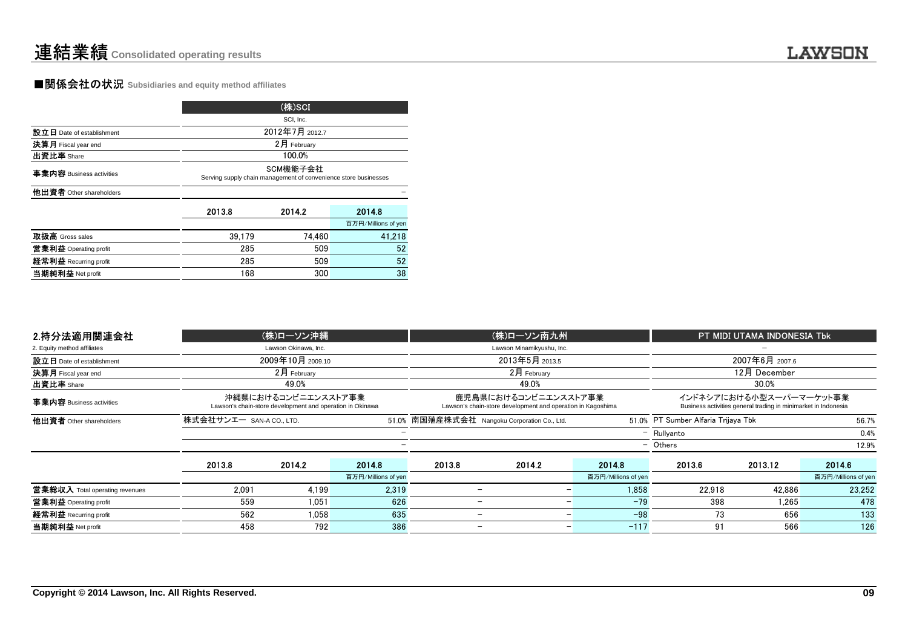# 連結業績 Consolidated operating results

## ■関係会社の状況 Subsidiaries and equity method affiliates

| | (株)SCI | | |
|---|---|---|---|
| | SCI, Inc. | | |
| **設立日** Date of establishment | 2012年7月 2012.7 | | |
| **決算月** Fiscal year end | 2月 February | | |
| **出資比率** Share | 100.0% | | |
| **事業内容** Business activities | SCM機能子会社 Serving supply chain management of convenience store businesses | | |
| **他出資者** Other shareholders | | | − |
| | 2013.8 | 2014.2 | 2014.8 |
| | | | 百万円/Millions of yen |
| **取扱高** Gross sales | 39,179 | 74,460 | 41,218 |
| **営業利益** Operating profit | 285 | 509 | 52 |
| **経常利益** Recurring profit | 285 | 509 | 52 |
| **当期純利益** Net profit | 168 | 300 | 38 |

| 2.持分法適用関連会社 | (株)ローソン沖縄 | | | (株)ローソン南九州 | | | PT MIDI UTAMA INDONESIA Tbk | | |
|---|---|---|---|---|---|---|---|---|---|
| 2. Equity method affiliates | Lawson Okinawa, Inc. | | | Lawson Minamikyushu, Inc. | | | − | | |
| **設立日** Date of establishment | 2009年10月 2009.10 | | | 2013年5月 2013.5 | | | 2007年6月 2007.6 | | |
| **決算月** Fiscal year end | 2月 February | | | 2月 February | | | 12月 December | | |
| **出資比率** Share | 49.0% | | | 49.0% | | | 30.0% | | |
| **事業内容** Business activities | 沖縄県におけるコンビニエンスストア事業 Lawson's chain-store development and operation in Okinawa | | | 鹿児島県におけるコンビニエンスストア事業 Lawson's chain-store development and operation in Kagoshima | | | インドネシアにおける小型スーパーマーケット事業 Business activities general trading in minimarket in Indonesia | | |
| **他出資者** Other shareholders | 株式会社サンエー SAN-A CO., LTD. | | 51.0% | 南国殖産株式会社 Nangoku Corporation Co., Ltd. | | 51.0% | PT Sumber Alfaria Trijaya Tbk | | 56.7% |
| | | | − | | | − | Rullyanto | | 0.4% |
| | | | − | | | − | Others | | 12.9% |
| | 2013.8 | 2014.2 | 2014.8 | 2013.8 | 2014.2 | 2014.8 | 2013.6 | 2013.12 | 2014.6 |
| | | | 百万円/Millions of yen | | | 百万円/Millions of yen | | | 百万円/Millions of yen |
| **営業総収入** Total operating revenues | 2,091 | 4,199 | 2,319 | − | − | 1,858 | 22,918 | 42,886 | 23,252 |
| **営業利益** Operating profit | 559 | 1,051 | 626 | − | − | −79 | 398 | 1,265 | 478 |
| **経常利益** Recurring profit | 562 | 1,058 | 635 | − | − | −98 | 73 | 656 | 133 |
| **当期純利益** Net profit | 458 | 792 | 386 | − | − | −117 | 91 | 566 | 126 |

Copyright © 2014 Lawson, Inc. All Rights Reserved.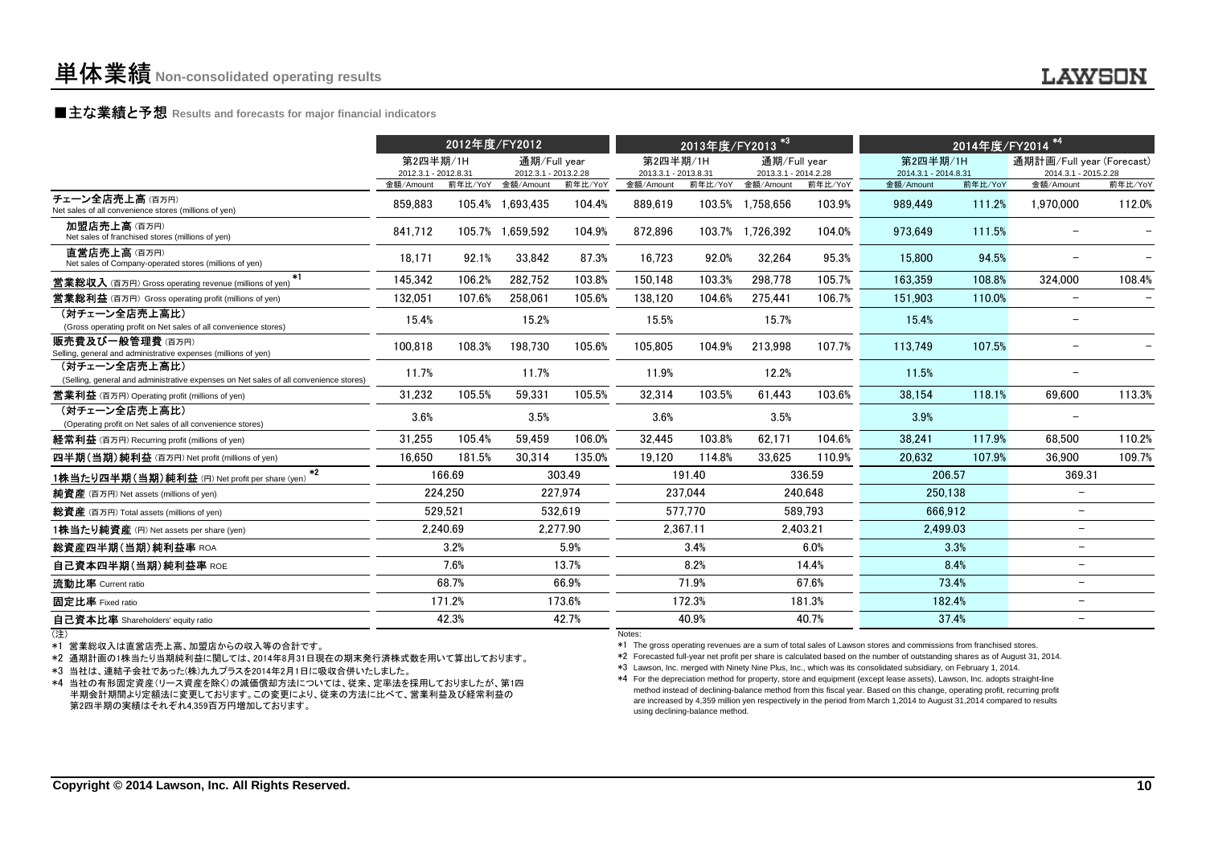# 単体業績 Non-consolidated operating results

## ■主な業績と予想 Results and forecasts for major financial indicators

| | 2012年度/FY2012 | | | | 2013年度/FY2013 *3 | | | | 2014年度/FY2014 *4 | | | |
|---|---|---|---|---|---|---|---|---|---|---|---|---|
| | 第2四半期/1H 2012.3.1 - 2012.8.31 | | 通期/Full year 2012.3.1 - 2013.2.28 | | 第2四半期/1H 2013.3.1 - 2013.8.31 | | 通期/Full year 2013.3.1 - 2014.2.28 | | 第2四半期/1H 2014.3.1 - 2014.8.31 | | 通期計画/Full year (Forecast) 2014.3.1 - 2015.2.28 | |
| | 金額/Amount | 前年比/YoY | 金額/Amount | 前年比/YoY | 金額/Amount | 前年比/YoY | 金額/Amount | 前年比/YoY | 金額/Amount | 前年比/YoY | 金額/Amount | 前年比/YoY |
| チェーン全店売上高 (百万円) Net sales of all convenience stores (millions of yen) | 859,883 | 105.4% | 1,693,435 | 104.4% | 889,619 | 103.5% | 1,758,656 | 103.9% | 989,449 | 111.2% | 1,970,000 | 112.0% |
| 加盟店売上高 (百万円) Net sales of franchised stores (millions of yen) | 841,712 | 105.7% | 1,659,592 | 104.9% | 872,896 | 103.7% | 1,726,392 | 104.0% | 973,649 | 111.5% | − | − |
| 直営店売上高 (百万円) Net sales of Company-operated stores (millions of yen) | 18,171 | 92.1% | 33,842 | 87.3% | 16,723 | 92.0% | 32,264 | 95.3% | 15,800 | 94.5% | − | − |
| 営業総収入 (百万円) Gross operating revenue (millions of yen) *1 | 145,342 | 106.2% | 282,752 | 103.8% | 150,148 | 103.3% | 298,778 | 105.7% | 163,359 | 108.8% | 324,000 | 108.4% |
| 営業総利益 (百万円) Gross operating profit (millions of yen) | 132,051 | 107.6% | 258,061 | 105.6% | 138,120 | 104.6% | 275,441 | 106.7% | 151,903 | 110.0% | − | − |
| (対チェーン全店売上高比) (Gross operating profit on Net sales of all convenience stores) | 15.4% | | 15.2% | | 15.5% | | 15.7% | | 15.4% | | − | |
| 販売費及び一般管理費 (百万円) Selling, general and administrative expenses (millions of yen) | 100,818 | 108.3% | 198,730 | 105.6% | 105,805 | 104.9% | 213,998 | 107.7% | 113,749 | 107.5% | − | − |
| (対チェーン全店売上高比) (Selling, general and administrative expenses on Net sales of all convenience stores) | 11.7% | | 11.7% | | 11.9% | | 12.2% | | 11.5% | | − | |
| 営業利益 (百万円) Operating profit (millions of yen) | 31,232 | 105.5% | 59,331 | 105.5% | 32,314 | 103.5% | 61,443 | 103.6% | 38,154 | 118.1% | 69,600 | 113.3% |
| (対チェーン全店売上高比) (Operating profit on Net sales of all convenience stores) | 3.6% | | 3.5% | | 3.6% | | 3.5% | | 3.9% | | − | |
| 経常利益 (百万円) Recurring profit (millions of yen) | 31,255 | 105.4% | 59,459 | 106.0% | 32,445 | 103.8% | 62,171 | 104.6% | 38,241 | 117.9% | 68,500 | 110.2% |
| 四半期(当期)純利益 (百万円) Net profit (millions of yen) | 16,650 | 181.5% | 30,314 | 135.0% | 19,120 | 114.8% | 33,625 | 110.9% | 20,632 | 107.9% | 36,900 | 109.7% |
| 1株当たり四半期(当期)純利益 (円) Net profit per share (yen) *2 | 166.69 | | 303.49 | | 191.40 | | 336.59 | | 206.57 | | 369.31 | |
| 純資産 (百万円) Net assets (millions of yen) | 224,250 | | 227,974 | | 237,044 | | 240,648 | | 250,138 | | − | |
| 総資産 (百万円) Total assets (millions of yen) | 529,521 | | 532,619 | | 577,770 | | 589,793 | | 666,912 | | − | |
| 1株当たり純資産 (円) Net assets per share (yen) | 2,240.69 | | 2,277.90 | | 2,367.11 | | 2,403.21 | | 2,499.03 | | − | |
| 総資産四半期(当期)純利益率 ROA | 3.2% | | 5.9% | | 3.4% | | 6.0% | | 3.3% | | − | |
| 自己資本四半期(当期)純利益率 ROE | 7.6% | | 13.7% | | 8.2% | | 14.4% | | 8.4% | | − | |
| 流動比率 Current ratio | 68.7% | | 66.9% | | 71.9% | | 67.6% | | 73.4% | | − | |
| 固定比率 Fixed ratio | 171.2% | | 173.6% | | 172.3% | | 181.3% | | 182.4% | | − | |
| 自己資本比率 Shareholders' equity ratio | 42.3% | | 42.7% | | 40.9% | | 40.7% | | 37.4% | | − | |

(注)
*1 営業総収入は直営店売上高、加盟店からの収入等の合計です。
*2 通期計画の1株当たり当期純利益に関しては、2014年8月31日現在の期末発行済株式数を用いて算出しております。
*3 当社は、連結子会社であった(株)九九プラスを2014年2月1日に吸収合併いたしました。
*4 当社の有形固定資産(リース資産を除く)の減価償却方法については、従来、定率法を採用しておりましたが、第1四半期会計期間より定額法に変更しております。この変更により、従来の方法に比べて、営業利益及び経常利益の第2四半期の実績はそれぞれ4,359百万円増加しております。

Notes:
*1 The gross operating revenues are a sum of total sales of Lawson stores and commissions from franchised stores.
*2 Forecasted full-year net profit per share is calculated based on the number of outstanding shares as of August 31, 2014.
*3 Lawson, Inc. merged with Ninety Nine Plus, Inc., which was its consolidated subsidiary, on February 1, 2014.
*4 For the depreciation method for property, store and equipment (except lease assets), Lawson, Inc. adopts straight-line method instead of declining-balance method from this fiscal year. Based on this change, operating profit, recurring profit are increased by 4,359 million yen respectively in the period from March 1,2014 to August 31,2014 compared to results using declining-balance method.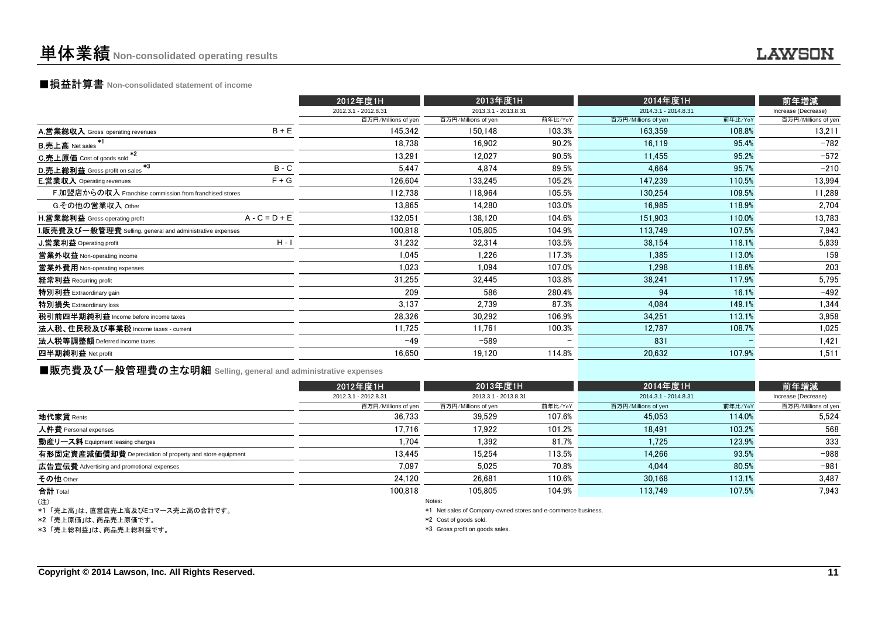# 単体業績 Non-consolidated operating results

## ■損益計算書 Non-consolidated statement of income

| | | 2012年度1H | 2013年度1H | | 2014年度1H | | 前年増減 |
|---|---|---|---|---|---|---|---|
| | | 2012.3.1 - 2012.8.31 | 2013.3.1 - 2013.8.31 | | 2014.3.1 - 2014.8.31 | | Increase (Decrease) |
| | | 百万円/Millions of yen | 百万円/Millions of yen | 前年比/YoY | 百万円/Millions of yen | 前年比/YoY | 百万円/Millions of yen |
| A.営業総収入 Gross operating revenues | B + E | 145,342 | 150,148 | 103.3% | 163,359 | 108.8% | 13,211 |
| B.売上高 Net sales *1 | | 18,738 | 16,902 | 90.2% | 16,119 | 95.4% | −782 |
| C.売上原価 Cost of goods sold *2 | | 13,291 | 12,027 | 90.5% | 11,455 | 95.2% | −572 |
| D.売上総利益 Gross profit on sales *3 | B - C | 5,447 | 4,874 | 89.5% | 4,664 | 95.7% | −210 |
| E.営業収入 Operating revenues | F + G | 126,604 | 133,245 | 105.2% | 147,239 | 110.5% | 13,994 |
| F.加盟店からの収入 Franchise commission from franchised stores | | 112,738 | 118,964 | 105.5% | 130,254 | 109.5% | 11,289 |
| G.その他の営業収入 Other | | 13,865 | 14,280 | 103.0% | 16,985 | 118.9% | 2,704 |
| H.営業総利益 Gross operating profit | A - C = D + E | 132,051 | 138,120 | 104.6% | 151,903 | 110.0% | 13,783 |
| I.販売費及び一般管理費 Selling, general and administrative expenses | | 100,818 | 105,805 | 104.9% | 113,749 | 107.5% | 7,943 |
| J.営業利益 Operating profit | H - I | 31,232 | 32,314 | 103.5% | 38,154 | 118.1% | 5,839 |
| 営業外収益 Non-operating income | | 1,045 | 1,226 | 117.3% | 1,385 | 113.0% | 159 |
| 営業外費用 Non-operating expenses | | 1,023 | 1,094 | 107.0% | 1,298 | 118.6% | 203 |
| 経常利益 Recurring profit | | 31,255 | 32,445 | 103.8% | 38,241 | 117.9% | 5,795 |
| 特別利益 Extraordinary gain | | 209 | 586 | 280.4% | 94 | 16.1% | −492 |
| 特別損失 Extraordinary loss | | 3,137 | 2,739 | 87.3% | 4,084 | 149.1% | 1,344 |
| 税引前四半期純利益 Income before income taxes | | 28,326 | 30,292 | 106.9% | 34,251 | 113.1% | 3,958 |
| 法人税、住民税及び事業税 Income taxes - current | | 11,725 | 11,761 | 100.3% | 12,787 | 108.7% | 1,025 |
| 法人税等調整額 Deferred income taxes | | −49 | −589 | − | 831 | − | 1,421 |
| 四半期純利益 Net profit | | 16,650 | 19,120 | 114.8% | 20,632 | 107.9% | 1,511 |

## ■販売費及び一般管理費の主な明細 Selling, general and administrative expenses

| | 2012年度1H | 2013年度1H | | 2014年度1H | | 前年増減 |
|---|---|---|---|---|---|---|
| | 2012.3.1 - 2012.8.31 | 2013.3.1 - 2013.8.31 | | 2014.3.1 - 2014.8.31 | | Increase (Decrease) |
| | 百万円/Millions of yen | 百万円/Millions of yen | 前年比/YoY | 百万円/Millions of yen | 前年比/YoY | 百万円/Millions of yen |
| 地代家賃 Rents | 36,733 | 39,529 | 107.6% | 45,053 | 114.0% | 5,524 |
| 人件費 Personal expenses | 17,716 | 17,922 | 101.2% | 18,491 | 103.2% | 568 |
| 動産リース料 Equipment leasing charges | 1,704 | 1,392 | 81.7% | 1,725 | 123.9% | 333 |
| 有形固定資産減価償却費 Depreciation of property and store equipment | 13,445 | 15,254 | 113.5% | 14,266 | 93.5% | −988 |
| 広告宣伝費 Advertising and promotional expenses | 7,097 | 5,025 | 70.8% | 4,044 | 80.5% | −981 |
| その他 Other | 24,120 | 26,681 | 110.6% | 30,168 | 113.1% | 3,487 |
| 合計 Total | 100,818 | 105,805 | 104.9% | 113,749 | 107.5% | 7,943 |

(注)
*1 「売上高」は、直営店売上高及びEコマース売上高の合計です。
*2 「売上原価」は、商品売上原価です。
*3 「売上総利益」は、商品売上総利益です。

Notes:
*1 Net sales of Company-owned stores and e-commerce business.
*2 Cost of goods sold.
*3 Gross profit on goods sales.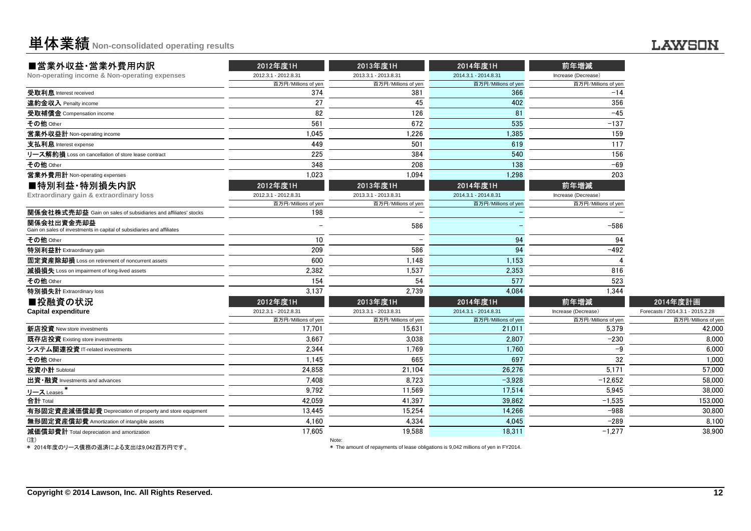# 単体業績 Non-consolidated operating results

| ■営業外収益・営業外費用内訳<br>Non-operating income & Non-operating expenses | 2012年度1H<br>2012.3.1 - 2012.8.31<br>百万円/Millions of yen | 2013年度1H<br>2013.3.1 - 2013.8.31<br>百万円/Millions of yen | 2014年度1H<br>2014.3.1 - 2014.8.31<br>百万円/Millions of yen | 前年増減<br>Increase (Decrease)<br>百万円/Millions of yen |
|---|---|---|---|---|
| **受取利息** Interest received | 374 | 381 | 366 | -14 |
| **違約金収入** Penalty income | 27 | 45 | 402 | 356 |
| **受取補償金** Compensation income | 82 | 126 | 81 | -45 |
| **その他** Other | 561 | 672 | 535 | -137 |
| **営業外収益計** Non-operating income | 1,045 | 1,226 | 1,385 | 159 |
| **支払利息** Interest expense | 449 | 501 | 619 | 117 |
| **リース解約損** Loss on cancellation of store lease contract | 225 | 384 | 540 | 156 |
| **その他** Other | 348 | 208 | 138 | -69 |
| **営業外費用計** Non-operating expenses | 1,023 | 1,094 | 1,298 | 203 |

| ■特別利益・特別損失内訳<br>Extraordinary gain & extraordinary loss | 2012年度1H<br>2012.3.1 - 2012.8.31<br>百万円/Millions of yen | 2013年度1H<br>2013.3.1 - 2013.8.31<br>百万円/Millions of yen | 2014年度1H<br>2014.3.1 - 2014.8.31<br>百万円/Millions of yen | 前年増減<br>Increase (Decrease)<br>百万円/Millions of yen |
|---|---|---|---|---|
| **関係会社株式売却益** Gain on sales of subsidiaries and affiliates' stocks | 198 | - | - | - |
| **関係会社出資金売却益** Gain on sales of investments in capital of subsidiaries and affiliates | - | 586 | - | -586 |
| **その他** Other | 10 | - | 94 | 94 |
| **特別利益計** Extraordinary gain | 209 | 586 | 94 | -492 |
| **固定資産除却損** Loss on retirement of noncurrent assets | 600 | 1,148 | 1,153 | 4 |
| **減損損失** Loss on impairment of long-lived assets | 2,382 | 1,537 | 2,353 | 816 |
| **その他** Other | 154 | 54 | 577 | 523 |
| **特別損失計** Extraordinary loss | 3,137 | 2,739 | 4,084 | 1,344 |

| ■投融資の状況<br>Capital expenditure | 2012年度1H<br>2012.3.1 - 2012.8.31<br>百万円/Millions of yen | 2013年度1H<br>2013.3.1 - 2013.8.31<br>百万円/Millions of yen | 2014年度1H<br>2014.3.1 - 2014.8.31<br>百万円/Millions of yen | 前年増減<br>Increase (Decrease)<br>百万円/Millions of yen | 2014年度計画<br>Forecasts / 2014.3.1 - 2015.2.28<br>百万円/Millions of yen |
|---|---|---|---|---|---|
| **新店投資** New store investments | 17,701 | 15,631 | 21,011 | 5,379 | 42,000 |
| **既存店投資** Existing store investments | 3,667 | 3,038 | 2,807 | -230 | 8,000 |
| **システム関連投資** IT-related investments | 2,344 | 1,769 | 1,760 | -9 | 6,000 |
| **その他** Other | 1,145 | 665 | 697 | 32 | 1,000 |
| **投資小計** Subtotal | 24,858 | 21,104 | 26,276 | 5,171 | 57,000 |
| **出資・融資** Investments and advances | 7,408 | 8,723 | -3,928 | -12,652 | 58,000 |
| **リース** Leases * | 9,792 | 11,569 | 17,514 | 5,945 | 38,000 |
| **合計** Total | 42,059 | 41,397 | 39,862 | -1,535 | 153,000 |
| **有形固定資産減価償却費** Depreciation of property and store equipment | 13,445 | 15,254 | 14,266 | -988 | 30,800 |
| **無形固定資産償却費** Amortization of intangible assets | 4,160 | 4,334 | 4,045 | -289 | 8,100 |
| **減価償却費計** Total depreciation and amortization | 17,605 | 19,588 | 18,311 | -1,277 | 38,900 |

(注)
* 2014年度のリース債務の返済による支出は9,042百万円です。

Note:
* The amount of repayments of lease obligations is 9,042 millions of yen in FY2014.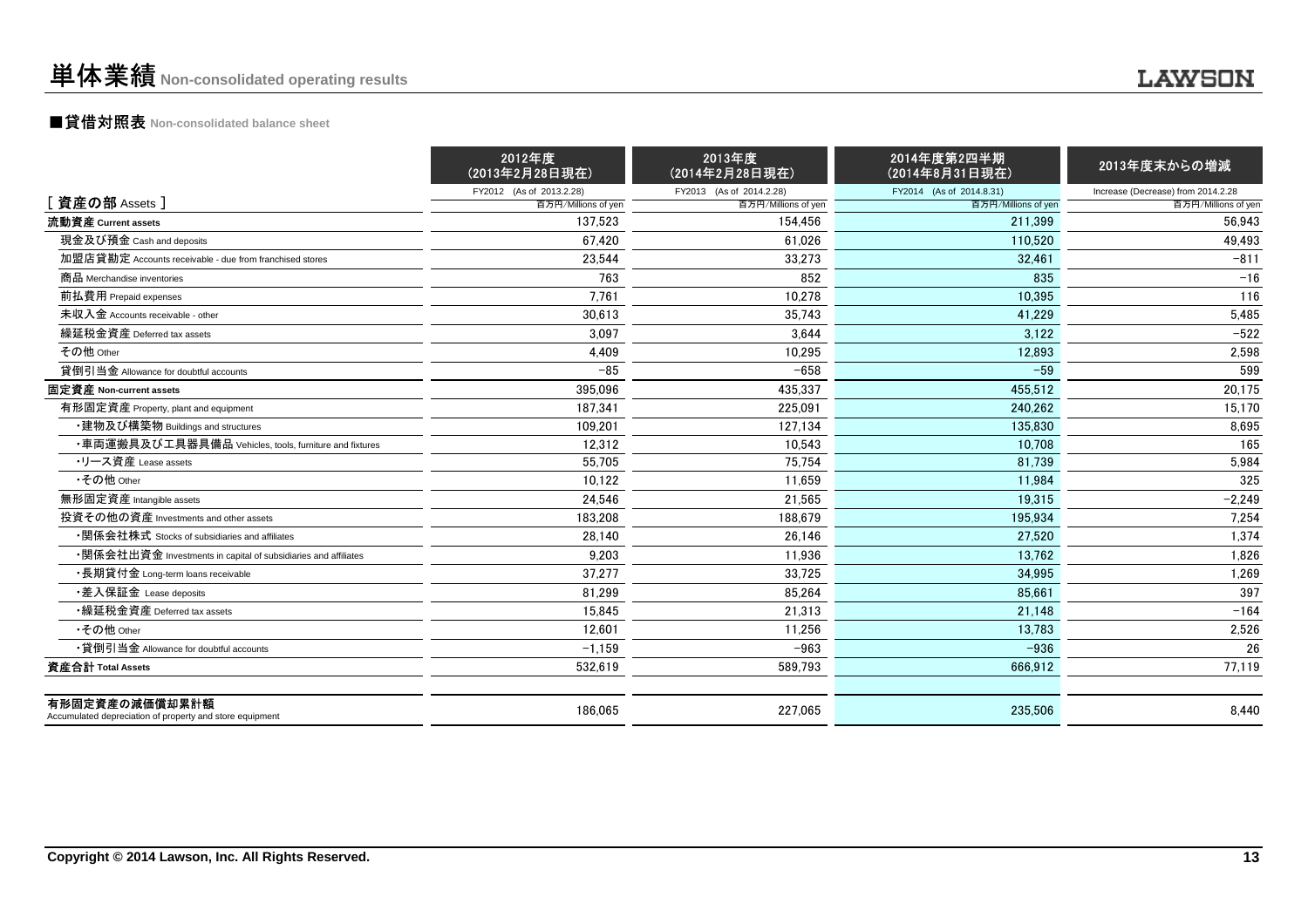# 単体業績 Non-consolidated operating results

## ■貸借対照表 Non-consolidated balance sheet

| | 2012年度（2013年2月28日現在） | 2013年度（2014年2月28日現在） | 2014年度第2四半期（2014年8月31日現在） | 2013年度末からの増減 |
|---|---|---|---|---|
| | FY2012 (As of 2013.2.28) | FY2013 (As of 2014.2.28) | FY2014 (As of 2014.8.31) | Increase (Decrease) from 2014.2.28 |
| [ 資産の部 Assets ] | 百万円/Millions of yen | 百万円/Millions of yen | 百万円/Millions of yen | 百万円/Millions of yen |
| **流動資産 Current assets** | 137,523 | 154,456 | 211,399 | 56,943 |
| 現金及び預金 Cash and deposits | 67,420 | 61,026 | 110,520 | 49,493 |
| 加盟店貸勘定 Accounts receivable - due from franchised stores | 23,544 | 33,273 | 32,461 | −811 |
| 商品 Merchandise inventories | 763 | 852 | 835 | −16 |
| 前払費用 Prepaid expenses | 7,761 | 10,278 | 10,395 | 116 |
| 未収入金 Accounts receivable - other | 30,613 | 35,743 | 41,229 | 5,485 |
| 繰延税金資産 Deferred tax assets | 3,097 | 3,644 | 3,122 | −522 |
| その他 Other | 4,409 | 10,295 | 12,893 | 2,598 |
| 貸倒引当金 Allowance for doubtful accounts | −85 | −658 | −59 | 599 |
| **固定資産 Non-current assets** | 395,096 | 435,337 | 455,512 | 20,175 |
| 有形固定資産 Property, plant and equipment | 187,341 | 225,091 | 240,262 | 15,170 |
| ・建物及び構築物 Buildings and structures | 109,201 | 127,134 | 135,830 | 8,695 |
| ・車両運搬具及び工具器具備品 Vehicles, tools, furniture and fixtures | 12,312 | 10,543 | 10,708 | 165 |
| ・リース資産 Lease assets | 55,705 | 75,754 | 81,739 | 5,984 |
| ・その他 Other | 10,122 | 11,659 | 11,984 | 325 |
| 無形固定資産 Intangible assets | 24,546 | 21,565 | 19,315 | −2,249 |
| 投資その他の資産 Investments and other assets | 183,208 | 188,679 | 195,934 | 7,254 |
| ・関係会社株式 Stocks of subsidiaries and affiliates | 28,140 | 26,146 | 27,520 | 1,374 |
| ・関係会社出資金 Investments in capital of subsidiaries and affiliates | 9,203 | 11,936 | 13,762 | 1,826 |
| ・長期貸付金 Long-term loans receivable | 37,277 | 33,725 | 34,995 | 1,269 |
| ・差入保証金 Lease deposits | 81,299 | 85,264 | 85,661 | 397 |
| ・繰延税金資産 Deferred tax assets | 15,845 | 21,313 | 21,148 | −164 |
| ・その他 Other | 12,601 | 11,256 | 13,783 | 2,526 |
| ・貸倒引当金 Allowance for doubtful accounts | −1,159 | −963 | −936 | 26 |
| **資産合計 Total Assets** | 532,619 | 589,793 | 666,912 | 77,119 |
| **有形固定資産の減価償却累計額** Accumulated depreciation of property and store equipment | 186,065 | 227,065 | 235,506 | 8,440 |

Copyright © 2014 Lawson, Inc. All Rights Reserved.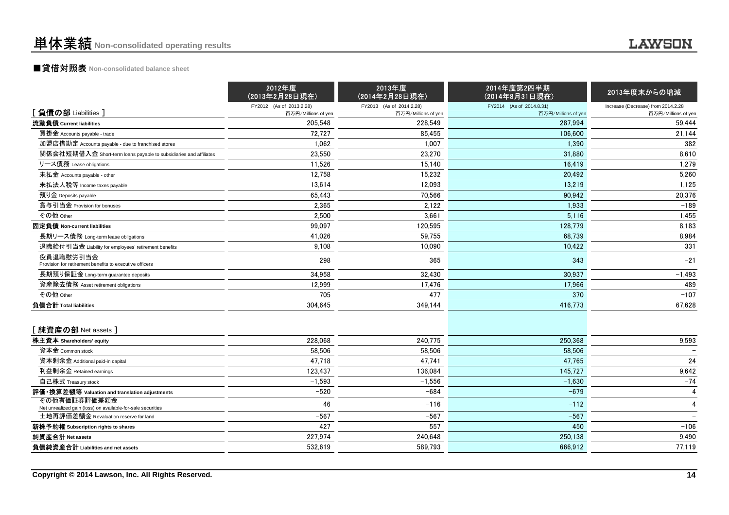# 単体業績 Non-consolidated operating results

## ■貸借対照表 Non-consolidated balance sheet

| | 2012年度（2013年2月28日現在） FY2012 (As of 2013.2.28) 百万円/Millions of yen | 2013年度（2014年2月28日現在） FY2013 (As of 2014.2.28) 百万円/Millions of yen | 2014年度第2四半期（2014年8月31日現在） FY2014 (As of 2014.8.31) 百万円/Millions of yen | 2013年度末からの増減 Increase (Decrease) from 2014.2.28 百万円/Millions of yen |
|---|---|---|---|---|
| **[ 負債の部 Liabilities ]** | | | | |
| **流動負債 Current liabilities** | 205,548 | 228,549 | 287,994 | 59,444 |
| 買掛金 Accounts payable - trade | 72,727 | 85,455 | 106,600 | 21,144 |
| 加盟店借勘定 Accounts payable - due to franchised stores | 1,062 | 1,007 | 1,390 | 382 |
| 関係会社短期借入金 Short-term loans payable to subsidiaries and affiliates | 23,550 | 23,270 | 31,880 | 8,610 |
| リース債務 Lease obligations | 11,526 | 15,140 | 16,419 | 1,279 |
| 未払金 Accounts payable - other | 12,758 | 15,232 | 20,492 | 5,260 |
| 未払法人税等 Income taxes payable | 13,614 | 12,093 | 13,219 | 1,125 |
| 預り金 Deposits payable | 65,443 | 70,566 | 90,942 | 20,376 |
| 賞与引当金 Provision for bonuses | 2,365 | 2,122 | 1,933 | −189 |
| その他 Other | 2,500 | 3,661 | 5,116 | 1,455 |
| **固定負債 Non-current liabilities** | 99,097 | 120,595 | 128,779 | 8,183 |
| 長期リース債務 Long-term lease obligations | 41,026 | 59,755 | 68,739 | 8,984 |
| 退職給付引当金 Liability for employees' retirement benefits | 9,108 | 10,090 | 10,422 | 331 |
| 役員退職慰労引当金 Provision for retirement benefits to executive officers | 298 | 365 | 343 | −21 |
| 長期預り保証金 Long-term guarantee deposits | 34,958 | 32,430 | 30,937 | −1,493 |
| 資産除去債務 Asset retirement obligations | 12,999 | 17,476 | 17,966 | 489 |
| その他 Other | 705 | 477 | 370 | −107 |
| **負債合計 Total liabilities** | 304,645 | 349,144 | 416,773 | 67,628 |
| **[ 純資産の部 Net assets ]** | | | | |
| **株主資本 Shareholders' equity** | 228,068 | 240,775 | 250,368 | 9,593 |
| 資本金 Common stock | 58,506 | 58,506 | 58,506 | − |
| 資本剰余金 Additional paid-in capital | 47,718 | 47,741 | 47,765 | 24 |
| 利益剰余金 Retained earnings | 123,437 | 136,084 | 145,727 | 9,642 |
| 自己株式 Treasury stock | −1,593 | −1,556 | −1,630 | −74 |
| **評価・換算差額等 Valuation and translation adjustments** | −520 | −684 | −679 | 4 |
| その他有価証券評価差額金 Net unrealized gain (loss) on available-for-sale securities | 46 | −116 | −112 | 4 |
| 土地再評価差額金 Revaluation reserve for land | −567 | −567 | −567 | − |
| **新株予約権 Subscription rights to shares** | 427 | 557 | 450 | −106 |
| **純資産合計 Net assets** | 227,974 | 240,648 | 250,138 | 9,490 |
| **負債純資産合計 Liabilities and net assets** | 532,619 | 589,793 | 666,912 | 77,119 |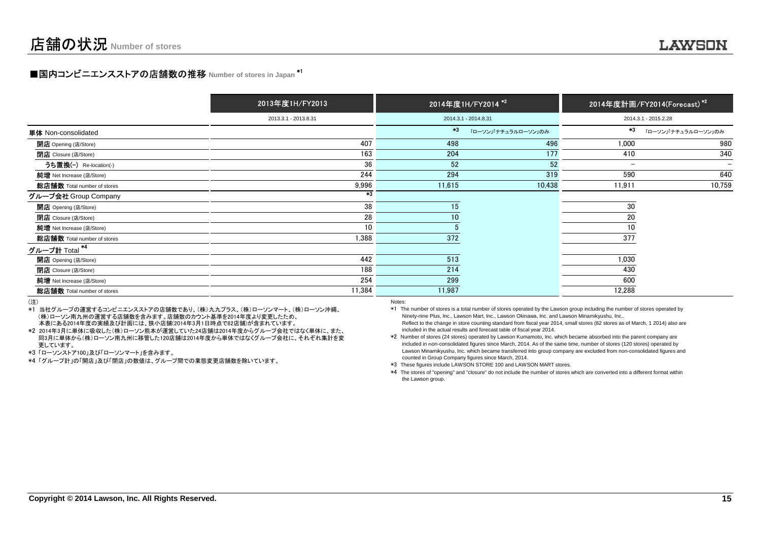# 店舗の状況 Number of stores

## ■国内コンビニエンスストアの店舗数の推移 Number of stores in Japan *1

| | 2013年度1H/FY2013 | 2014年度1H/FY2014 *2 | | 2014年度計画/FY2014(Forecast) *2 | |
|---|---|---|---|---|---|
| | 2013.3.1 - 2013.8.31 | 2014.3.1 - 2014.8.31 | | 2014.3.1 - 2015.2.28 | |
| 単体 Non-consolidated | | *3 | 「ローソン」「ナチュラルローソン」のみ | *3 | 「ローソン」「ナチュラルローソン」のみ |
| 開店 Opening (店/Store) | 407 | 498 | 496 | 1,000 | 980 |
| 閉店 Closure (店/Store) | 163 | 204 | 177 | 410 | 340 |
| うち置換(-) Re-location(-) | 36 | 52 | 52 | − | − |
| 純増 Net Increase (店/Store) | 244 | 294 | 319 | 590 | 640 |
| 総店舗数 Total number of stores | 9,996 | 11,615 | 10,438 | 11,911 | 10,759 |
| グループ会社 Group Company | *3 | | | | |
| 開店 Opening (店/Store) | 38 | 15 | | 30 | |
| 閉店 Closure (店/Store) | 28 | 10 | | 20 | |
| 純増 Net Increase (店/Store) | 10 | 5 | | 10 | |
| 総店舗数 Total number of stores | 1,388 | 372 | | 377 | |
| グループ計 Total *4 | | | | | |
| 開店 Opening (店/Store) | 442 | 513 | | 1,030 | |
| 閉店 Closure (店/Store) | 188 | 214 | | 430 | |
| 純増 Net Increase (店/Store) | 254 | 299 | | 600 | |
| 総店舗数 Total number of stores | 11,384 | 11,987 | | 12,288 | |

（注）

*1 当社グループの運営するコンビニエンスストアの店舗数であり、(株)九九プラス、(株)ローソンマート、(株)ローソン沖縄、(株)ローソン南九州の運営する店舗数を含みます。店舗数のカウント基準を2014年度より変更したため、本表にある2014年度の実績及び計画には、狭小店舗(2014年3月1日時点で82店舗)が含まれています。

*2 2014年3月に単体に吸収した(株)ローソン熊本が運営していた24店舗は2014年度からグループ会社ではなく単体に、また、同3月に単体から(株)ローソン南九州に移管した120店舗は2014年度から単体ではなくグループ会社に、それぞれ集計を変更しています。

*3 「ローソンストア100」及び「ローソンマート」を含みます。

*4 「グループ計」の「開店」及び「閉店」の数値は、グループ間での業態変更店舗数を除いています。

Notes:

*1 The number of stores is a total number of stores operated by the Lawson group including the number of stores operated by Ninety-nine Plus, Inc., Lawson Mart, Inc., Lawson Okinawa, Inc. and Lawson Minamikyushu, Inc.. Reflect to the change in store counting standard from fiscal year 2014, small stores (82 stores as of March, 1 2014) also are included in the actual results and forecast table of fiscal year 2014.

*2 Number of stores (24 stores) operated by Lawson Kumamoto, Inc. which became absorbed into the parent company are included in non-consolidated figures since March, 2014. As of the same time, number of stores (120 stores) operated by Lawson Minamikyushu, Inc. which became transferred into group company are excluded from non-consolidated figures and counted in Group Company figures since March, 2014.

*3 These figures include LAWSON STORE 100 and LAWSON MART stores.

*4 The stores of "opening" and "closure" do not include the number of stores which are converted into a different format within the Lawson group.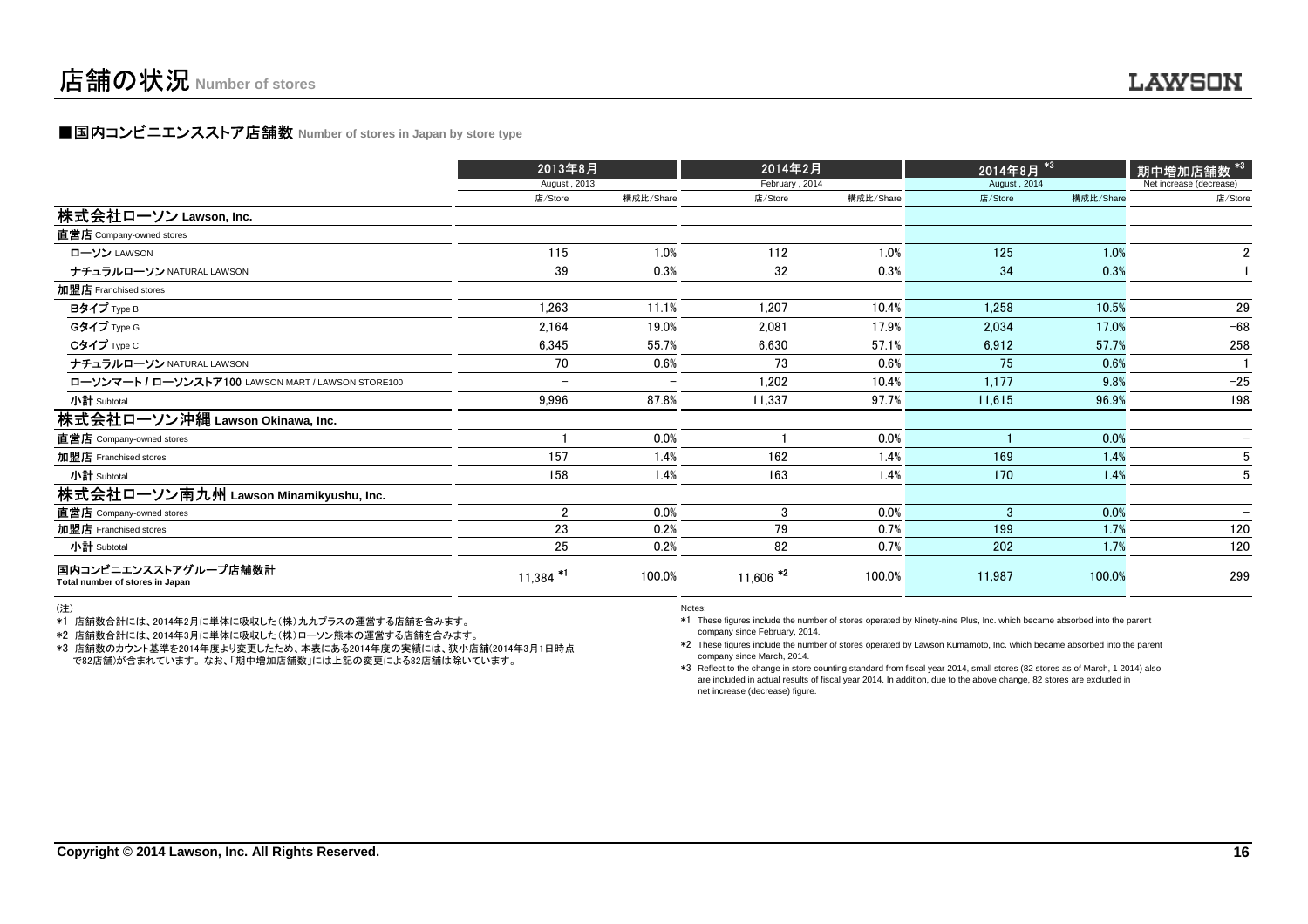# 店舗の状況 Number of stores

## ■国内コンビニエンスストア店舗数 Number of stores in Japan by store type

| | 2013年8月 August , 2013 | | 2014年2月 February , 2014 | | 2014年8月 *3 August , 2014 | | 期中増加店舗数 *3 Net increase (decrease) |
|---|---|---|---|---|---|---|---|
| | 店/Store | 構成比/Share | 店/Store | 構成比/Share | 店/Store | 構成比/Share | 店/Store |
| **株式会社ローソン Lawson, Inc.** | | | | | | | |
| **直営店** Company-owned stores | | | | | | | |
| **ローソン** LAWSON | 115 | 1.0% | 112 | 1.0% | 125 | 1.0% | 2 |
| **ナチュラルローソン** NATURAL LAWSON | 39 | 0.3% | 32 | 0.3% | 34 | 0.3% | 1 |
| **加盟店** Franchised stores | | | | | | | |
| **Bタイプ** Type B | 1,263 | 11.1% | 1,207 | 10.4% | 1,258 | 10.5% | 29 |
| **Gタイプ** Type G | 2,164 | 19.0% | 2,081 | 17.9% | 2,034 | 17.0% | −68 |
| **Cタイプ** Type C | 6,345 | 55.7% | 6,630 | 57.1% | 6,912 | 57.7% | 258 |
| **ナチュラルローソン** NATURAL LAWSON | 70 | 0.6% | 73 | 0.6% | 75 | 0.6% | 1 |
| **ローソンマート / ローソンストア100** LAWSON MART / LAWSON STORE100 | − | − | 1,202 | 10.4% | 1,177 | 9.8% | −25 |
| **小計** Subtotal | 9,996 | 87.8% | 11,337 | 97.7% | 11,615 | 96.9% | 198 |
| **株式会社ローソン沖縄 Lawson Okinawa, Inc.** | | | | | | | |
| **直営店** Company-owned stores | 1 | 0.0% | 1 | 0.0% | 1 | 0.0% | − |
| **加盟店** Franchised stores | 157 | 1.4% | 162 | 1.4% | 169 | 1.4% | 5 |
| **小計** Subtotal | 158 | 1.4% | 163 | 1.4% | 170 | 1.4% | 5 |
| **株式会社ローソン南九州 Lawson Minamikyushu, Inc.** | | | | | | | |
| **直営店** Company-owned stores | 2 | 0.0% | 3 | 0.0% | 3 | 0.0% | − |
| **加盟店** Franchised stores | 23 | 0.2% | 79 | 0.7% | 199 | 1.7% | 120 |
| **小計** Subtotal | 25 | 0.2% | 82 | 0.7% | 202 | 1.7% | 120 |
| **国内コンビニエンスストアグループ店舗数計** Total number of stores in Japan | 11,384 *1 | 100.0% | 11,606 *2 | 100.0% | 11,987 | 100.0% | 299 |

（注）

*1 店舗数合計には、2014年2月に単体に吸収した（株）九九プラスの運営する店舗を含みます。

*2 店舗数合計には、2014年3月に単体に吸収した（株）ローソン熊本の運営する店舗を含みます。

*3 店舗数のカウント基準を2014年度より変更したため、本表にある2014年度の実績には、狭小店舗(2014年3月1日時点で82店舗)が含まれています。なお、「期中増加店舗数」には上記の変更による82店舗は除いています。

Notes:

*1 These figures include the number of stores operated by Ninety-nine Plus, Inc. which became absorbed into the parent company since February, 2014.

*2 These figures include the number of stores operated by Lawson Kumamoto, Inc. which became absorbed into the parent company since March, 2014.

*3 Reflect to the change in store counting standard from fiscal year 2014, small stores (82 stores as of March, 1 2014) also are included in actual results of fiscal year 2014. In addition, due to the above change, 82 stores are excluded in net increase (decrease) figure.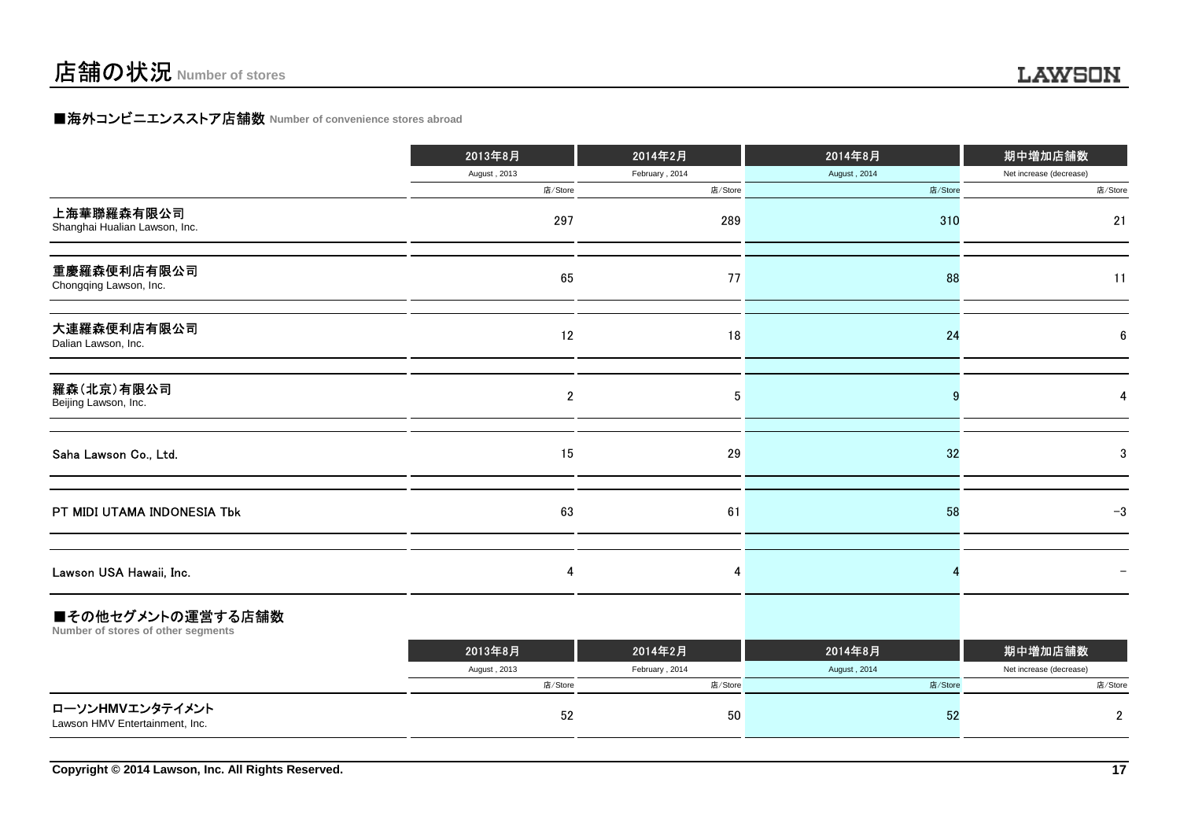# 店舗の状況 Number of stores

## ■海外コンビニエンスストア店舗数 Number of convenience stores abroad

| | 2013年8月<br>August , 2013<br>店/Store | 2014年2月<br>February , 2014<br>店/Store | 2014年8月<br>August , 2014<br>店/Store | 期中増加店舗数<br>Net increase (decrease)<br>店/Store |
|---|---|---|---|---|
| 上海華聯羅森有限公司<br>Shanghai Hualian Lawson, Inc. | 297 | 289 | 310 | 21 |
| 重慶羅森便利店有限公司<br>Chongqing Lawson, Inc. | 65 | 77 | 88 | 11 |
| 大連羅森便利店有限公司<br>Dalian Lawson, Inc. | 12 | 18 | 24 | 6 |
| 羅森(北京)有限公司<br>Beijing Lawson, Inc. | 2 | 5 | 9 | 4 |
| Saha Lawson Co., Ltd. | 15 | 29 | 32 | 3 |
| PT MIDI UTAMA INDONESIA Tbk | 63 | 61 | 58 | −3 |
| Lawson USA Hawaii, Inc. | 4 | 4 | 4 | − |

## ■その他セグメントの運営する店舗数
Number of stores of other segments

| | 2013年8月<br>August , 2013<br>店/Store | 2014年2月<br>February , 2014<br>店/Store | 2014年8月<br>August , 2014<br>店/Store | 期中増加店舗数<br>Net increase (decrease)<br>店/Store |
|---|---|---|---|---|
| ローソンHMVエンタテイメント<br>Lawson HMV Entertainment, Inc. | 52 | 50 | 52 | 2 |

Copyright © 2014 Lawson, Inc. All Rights Reserved.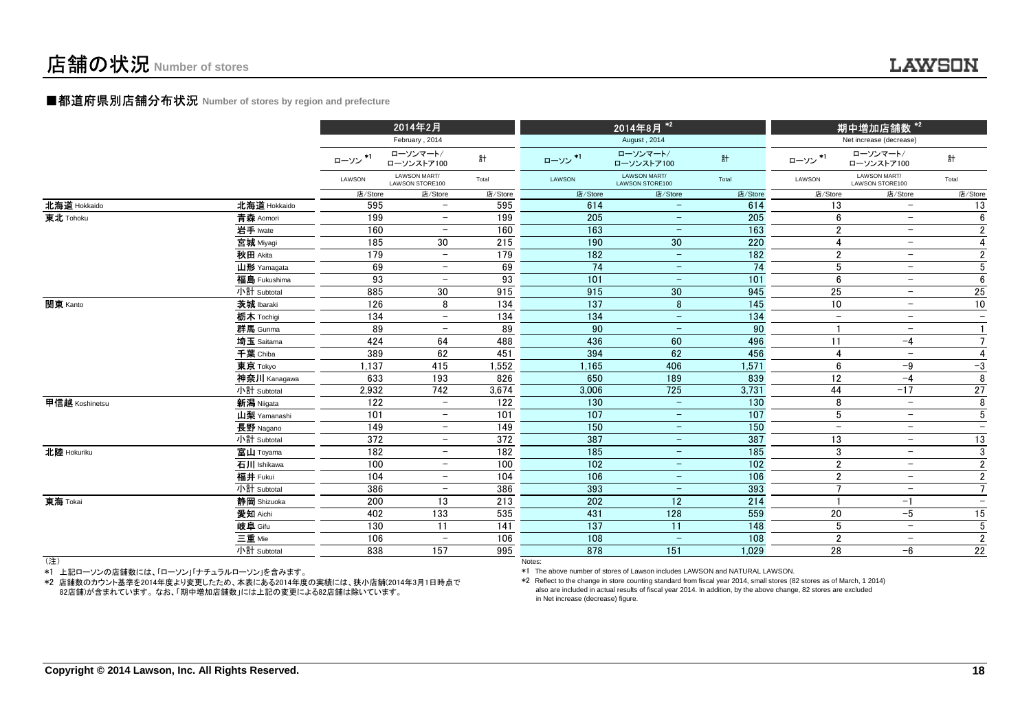# 店舗の状況 Number of stores

## ■都道府県別店舗分布状況 Number of stores by region and prefecture

| | | 2014年2月 February , 2014 | | | 2014年8月 *2 August , 2014 | | | 期中増加店舗数 *2 Net increase (decrease) | | |
|---|---|---|---|---|---|---|---|---|---|---|
| | | ローソン *1 LAWSON | ローソンマート/ローソンストア100 LAWSON MART/ LAWSON STORE100 | 計 Total | ローソン *1 LAWSON | ローソンマート/ローソンストア100 LAWSON MART/ LAWSON STORE100 | 計 Total | ローソン *1 LAWSON | ローソンマート/ローソンストア100 LAWSON MART/ LAWSON STORE100 | 計 Total |
| | | 店/Store | 店/Store | 店/Store | 店/Store | 店/Store | 店/Store | 店/Store | 店/Store | 店/Store |
| 北海道 Hokkaido | 北海道 Hokkaido | 595 | − | 595 | 614 | − | 614 | 13 | − | 13 |
| 東北 Tohoku | 青森 Aomori | 199 | − | 199 | 205 | − | 205 | 6 | − | 6 |
| | 岩手 Iwate | 160 | − | 160 | 163 | − | 163 | 2 | − | 2 |
| | 宮城 Miyagi | 185 | 30 | 215 | 190 | 30 | 220 | 4 | − | 4 |
| | 秋田 Akita | 179 | − | 179 | 182 | − | 182 | 2 | − | 2 |
| | 山形 Yamagata | 69 | − | 69 | 74 | − | 74 | 5 | − | 5 |
| | 福島 Fukushima | 93 | − | 93 | 101 | − | 101 | 6 | − | 6 |
| | 小計 Subtotal | 885 | 30 | 915 | 915 | 30 | 945 | 25 | − | 25 |
| 関東 Kanto | 茨城 Ibaraki | 126 | 8 | 134 | 137 | 8 | 145 | 10 | − | 10 |
| | 栃木 Tochigi | 134 | − | 134 | 134 | − | 134 | − | − | − |
| | 群馬 Gunma | 89 | − | 89 | 90 | − | 90 | 1 | − | 1 |
| | 埼玉 Saitama | 424 | 64 | 488 | 436 | 60 | 496 | 11 | −4 | 7 |
| | 千葉 Chiba | 389 | 62 | 451 | 394 | 62 | 456 | 4 | − | 4 |
| | 東京 Tokyo | 1,137 | 415 | 1,552 | 1,165 | 406 | 1,571 | 6 | −9 | −3 |
| | 神奈川 Kanagawa | 633 | 193 | 826 | 650 | 189 | 839 | 12 | −4 | 8 |
| | 小計 Subtotal | 2,932 | 742 | 3,674 | 3,006 | 725 | 3,731 | 44 | −17 | 27 |
| 甲信越 Koshinetsu | 新潟 Niigata | 122 | − | 122 | 130 | − | 130 | 8 | − | 8 |
| | 山梨 Yamanashi | 101 | − | 101 | 107 | − | 107 | 5 | − | 5 |
| | 長野 Nagano | 149 | − | 149 | 150 | − | 150 | − | − | − |
| | 小計 Subtotal | 372 | − | 372 | 387 | − | 387 | 13 | − | 13 |
| 北陸 Hokuriku | 富山 Toyama | 182 | − | 182 | 185 | − | 185 | 3 | − | 3 |
| | 石川 Ishikawa | 100 | − | 100 | 102 | − | 102 | 2 | − | 2 |
| | 福井 Fukui | 104 | − | 104 | 106 | − | 106 | 2 | − | 2 |
| | 小計 Subtotal | 386 | − | 386 | 393 | − | 393 | 7 | − | 7 |
| 東海 Tokai | 静岡 Shizuoka | 200 | 13 | 213 | 202 | 12 | 214 | 1 | −1 | − |
| | 愛知 Aichi | 402 | 133 | 535 | 431 | 128 | 559 | 20 | −5 | 15 |
| | 岐阜 Gifu | 130 | 11 | 141 | 137 | 11 | 148 | 5 | − | 5 |
| | 三重 Mie | 106 | − | 106 | 108 | − | 108 | 2 | − | 2 |
| | 小計 Subtotal | 838 | 157 | 995 | 878 | 151 | 1,029 | 28 | −6 | 22 |

（注）

*1 上記ローソンの店舗数には、「ローソン」「ナチュラルローソン」を含みます。

*2 店舗数のカウント基準を2014年度より変更したため、本表にある2014年度の実績には、狭小店舗(2014年3月1日時点で82店舗)が含まれています。なお、「期中増加店舗数」には上記の変更による82店舗は除いています。

Notes:

*1 The above number of stores of Lawson includes LAWSON and NATURAL LAWSON.

*2 Reflect to the change in store counting standard from fiscal year 2014, small stores (82 stores as of March, 1 2014) also are included in actual results of fiscal year 2014. In addition, by the above change, 82 stores are excluded in Net increase (decrease) figure.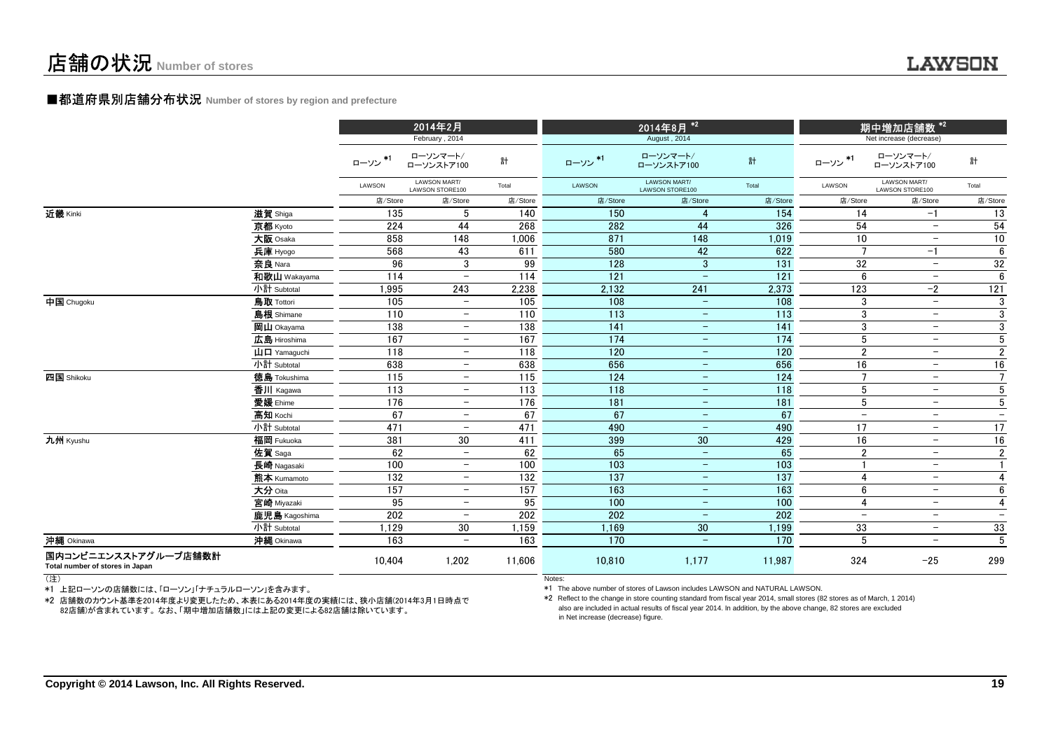# 店舗の状況 Number of stores

## ■都道府県別店舗分布状況 Number of stores by region and prefecture

| | | 2014年2月 February , 2014 | | | 2014年8月 *2 August , 2014 | | | 期中増加店舗数 *2 Net increase (decrease) | | |
|---|---|---|---|---|---|---|---|---|---|---|
| | | ローソン *1 | ローソンマート/ローソンストア100 | 計 | ローソン *1 | ローソンマート/ローソンストア100 | 計 | ローソン *1 | ローソンマート/ローソンストア100 | 計 |
| | | LAWSON | LAWSON MART/ LAWSON STORE100 | Total | LAWSON | LAWSON MART/ LAWSON STORE100 | Total | LAWSON | LAWSON MART/ LAWSON STORE100 | Total |
| | | 店/Store | 店/Store | 店/Store | 店/Store | 店/Store | 店/Store | 店/Store | 店/Store | 店/Store |
| 近畿 Kinki | 滋賀 Shiga | 135 | 5 | 140 | 150 | 4 | 154 | 14 | −1 | 13 |
| | 京都 Kyoto | 224 | 44 | 268 | 282 | 44 | 326 | 54 | − | 54 |
| | 大阪 Osaka | 858 | 148 | 1,006 | 871 | 148 | 1,019 | 10 | − | 10 |
| | 兵庫 Hyogo | 568 | 43 | 611 | 580 | 42 | 622 | 7 | −1 | 6 |
| | 奈良 Nara | 96 | 3 | 99 | 128 | 3 | 131 | 32 | − | 32 |
| | 和歌山 Wakayama | 114 | − | 114 | 121 | − | 121 | 6 | − | 6 |
| | 小計 Subtotal | 1,995 | 243 | 2,238 | 2,132 | 241 | 2,373 | 123 | −2 | 121 |
| 中国 Chugoku | 鳥取 Tottori | 105 | − | 105 | 108 | − | 108 | 3 | − | 3 |
| | 島根 Shimane | 110 | − | 110 | 113 | − | 113 | 3 | − | 3 |
| | 岡山 Okayama | 138 | − | 138 | 141 | − | 141 | 3 | − | 3 |
| | 広島 Hiroshima | 167 | − | 167 | 174 | − | 174 | 5 | − | 5 |
| | 山口 Yamaguchi | 118 | − | 118 | 120 | − | 120 | 2 | − | 2 |
| | 小計 Subtotal | 638 | − | 638 | 656 | − | 656 | 16 | − | 16 |
| 四国 Shikoku | 徳島 Tokushima | 115 | − | 115 | 124 | − | 124 | 7 | − | 7 |
| | 香川 Kagawa | 113 | − | 113 | 118 | − | 118 | 5 | − | 5 |
| | 愛媛 Ehime | 176 | − | 176 | 181 | − | 181 | 5 | − | 5 |
| | 高知 Kochi | 67 | − | 67 | 67 | − | 67 | − | − | − |
| | 小計 Subtotal | 471 | − | 471 | 490 | − | 490 | 17 | − | 17 |
| 九州 Kyushu | 福岡 Fukuoka | 381 | 30 | 411 | 399 | 30 | 429 | 16 | − | 16 |
| | 佐賀 Saga | 62 | − | 62 | 65 | − | 65 | 2 | − | 2 |
| | 長崎 Nagasaki | 100 | − | 100 | 103 | − | 103 | 1 | − | 1 |
| | 熊本 Kumamoto | 132 | − | 132 | 137 | − | 137 | 4 | − | 4 |
| | 大分 Oita | 157 | − | 157 | 163 | − | 163 | 6 | − | 6 |
| | 宮崎 Miyazaki | 95 | − | 95 | 100 | − | 100 | 4 | − | 4 |
| | 鹿児島 Kagoshima | 202 | − | 202 | 202 | − | 202 | − | − | − |
| | 小計 Subtotal | 1,129 | 30 | 1,159 | 1,169 | 30 | 1,199 | 33 | − | 33 |
| 沖縄 Okinawa | 沖縄 Okinawa | 163 | − | 163 | 170 | − | 170 | 5 | − | 5 |
| 国内コンビニエンスストアグループ店舗数計 Total number of stores in Japan | | 10,404 | 1,202 | 11,606 | 10,810 | 1,177 | 11,987 | 324 | −25 | 299 |

（注）

*1 上記ローソンの店舗数には、「ローソン」「ナチュラルローソン」を含みます。

*2 店舗数のカウント基準を2014年度より変更したため、本表にある2014年度の実績には、狭小店舗(2014年3月1日時点で82店舗)が含まれています。なお、「期中増加店舗数」には上記の変更による82店舗は除いています。

Notes:

*1 The above number of stores of Lawson includes LAWSON and NATURAL LAWSON.

*2 Reflect to the change in store counting standard from fiscal year 2014, small stores (82 stores as of March, 1 2014) also are included in actual results of fiscal year 2014. In addition, by the above change, 82 stores are excluded in Net increase (decrease) figure.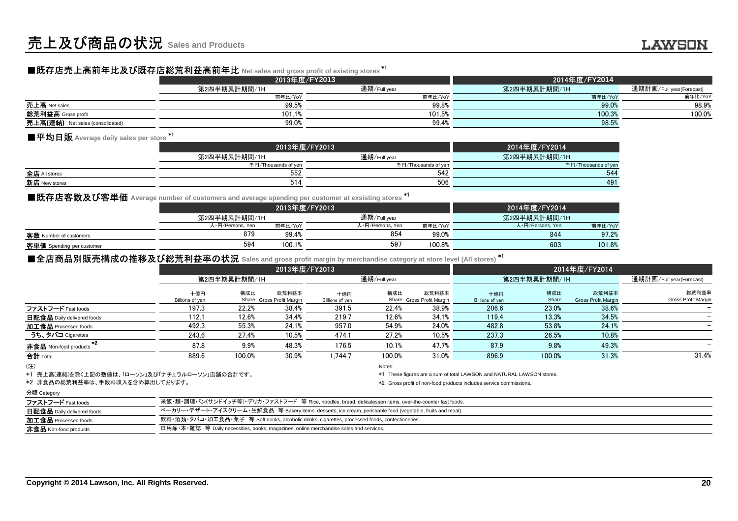# 売上及び商品の状況 Sales and Products

## ■既存店売上高前年比及び既存店総荒利益高前年比 Net sales and gross profit of existing stores[*1]

| | 2013年度/FY2013 | | 2014年度/FY2014 | |
|---|---|---|---|---|
| | 第2四半期累計期間/1H | 通期/Full year | 第2四半期累計期間/1H | 通期計画/Full year(Forecast) |
| | 前年比/YoY | 前年比/YoY | 前年比/YoY | 前年比/YoY |
| 売上高 Net sales | 99.5% | 99.8% | 99.0% | 98.9% |
| 総荒利益高 Gross profit | 101.1% | 101.5% | 100.3% | 100.0% |
| 売上高(連結) Net sales (consolidated) | 99.0% | 99.4% | 98.5% | |

## ■平均日販 Average daily sales per store[*1]

| | 2013年度/FY2013 | | 2014年度/FY2014 |
|---|---|---|---|
| | 第2四半期累計期間/1H | 通期/Full year | 第2四半期累計期間/1H |
| | 千円/Thousands of yen | 千円/Thousands of yen | 千円/Thousands of yen |
| 全店 All stores | 552 | 542 | 544 |
| 新店 New stores | 514 | 506 | 491 |

## ■既存店客数及び客単価 Average number of customers and average spending per customer at exsisting stores[*1]

| | 2013年度/FY2013 | | | | 2014年度/FY2014 | |
|---|---|---|---|---|---|---|
| | 第2四半期累計期間/1H | | 通期/Full year | | 第2四半期累計期間/1H | |
| | 人・円/Persons, Yen | 前年比/YoY | 人・円/Persons, Yen | 前年比/YoY | 人・円/Persons, Yen | 前年比/YoY |
| 客数 Number of customers | 879 | 99.4% | 854 | 99.0% | 844 | 97.2% |
| 客単価 Spending per customer | 594 | 100.1% | 597 | 100.8% | 603 | 101.8% |

## ■全店商品別販売構成の推移及び総荒利益率の状況 Sales and gross profit margin by merchandise category at store level (All stores)[*1]

| | 2013年度/FY2013 | | | | | | 2014年度/FY2014 | | | |
|---|---|---|---|---|---|---|---|---|---|---|
| | 第2四半期累計期間/1H | | | 通期/Full year | | | 第2四半期累計期間/1H | | | 通期計画/Full year(Forecast) |
| | 十億円 Billions of yen | 構成比 Share | 総荒利益率 Gross Profit Margin | 十億円 Billions of yen | 構成比 Share | 総荒利益率 Gross Profit Margin | 十億円 Billions of yen | 構成比 Share | 総荒利益率 Gross Profit Margin | 総荒利益率 Gross Profit Margin |
| ファストフード Fast foods | 197.3 | 22.2% | 38.4% | 391.5 | 22.4% | 38.9% | 206.6 | 23.0% | 38.6% | − |
| 日配食品 Daily delivered foods | 112.1 | 12.6% | 34.4% | 219.7 | 12.6% | 34.1% | 119.4 | 13.3% | 34.5% | − |
| 加工食品 Processed foods | 492.3 | 55.3% | 24.1% | 957.0 | 54.9% | 24.0% | 482.8 | 53.8% | 24.1% | − |
| うち、タバコ Cigarettes | 243.6 | 27.4% | 10.5% | 474.1 | 27.2% | 10.5% | 237.3 | 26.5% | 10.8% | − |
| 非食品 Non-food products[*2] | 87.8 | 9.9% | 48.3% | 176.5 | 10.1% | 47.7% | 87.9 | 9.8% | 49.3% | − |
| 合計 Total | 889.6 | 100.0% | 30.9% | 1,744.7 | 100.0% | 31.0% | 896.9 | 100.0% | 31.3% | 31.4% |

（注）

*1 売上高(連結)を除く上記の数値は、「ローソン」及び「ナチュラルローソン」店舗の合計です。

*2 非食品の総荒利益率は、手数料収入を含め算出しております。

Notes:

*1 These figures are a sum of total LAWSON and NATURAL LAWSON stores.

*2 Gross profit of non-food products includes service commissions.

| 分類 Category | |
|---|---|
| ファストフード Fast foods | 米飯・麺・調理パン(サンドイッチ等)・デリカ・ファストフード 等 Rice, noodles, bread, delicatessen items, over-the-counter fast foods. |
| 日配食品 Daily delivered foods | ベーカリー・デザート・アイスクリーム・生鮮食品 等 Bakery items, desserts, ice cream, perishable food (vegetable, fruits and meat). |
| 加工食品 Processed foods | 飲料・酒類・タバコ・加工食品・菓子 等 Soft drinks, alcoholic drinks, cigarettes, processed foods, confectioneries. |
| 非食品 Non-food products | 日用品・本・雑誌 等 Daily necessities, books, magazines, online merchandise sales and services. |

Copyright © 2014 Lawson, Inc. All Rights Reserved.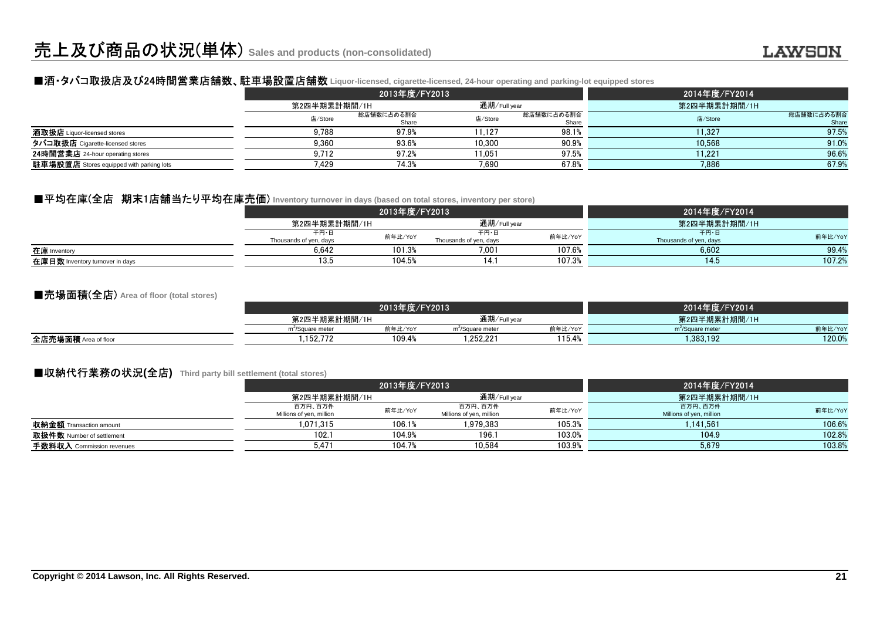# 売上及び商品の状況(単体) Sales and products (non-consolidated)

## ■酒・タバコ取扱店及び24時間営業店舗数、駐車場設置店舗数 Liquor-licensed, cigarette-licensed, 24-hour operating and parking-lot equipped stores

| | 2013年度/FY2013 | | | | 2014年度/FY2014 | |
|---|---|---|---|---|---|---|
| | 第2四半期累計期間/1H | | 通期/Full year | | 第2四半期累計期間/1H | |
| | 店/Store | 総店舗数に占める割合 Share | 店/Store | 総店舗数に占める割合 Share | 店/Store | 総店舗数に占める割合 Share |
| **酒取扱店** Liquor-licensed stores | 9,788 | 97.9% | 11,127 | 98.1% | 11,327 | 97.5% |
| **タバコ取扱店** Cigarette-licensed stores | 9,360 | 93.6% | 10,300 | 90.9% | 10,568 | 91.0% |
| **24時間営業店** 24-hour operating stores | 9,712 | 97.2% | 11,051 | 97.5% | 11,221 | 96.6% |
| **駐車場設置店** Stores equipped with parking lots | 7,429 | 74.3% | 7,690 | 67.8% | 7,886 | 67.9% |

## ■平均在庫(全店 期末1店舗当たり平均在庫売価) Inventory turnover in days (based on total stores, inventory per store)

| | 2013年度/FY2013 | | | | 2014年度/FY2014 | |
|---|---|---|---|---|---|---|
| | 第2四半期累計期間/1H | | 通期/Full year | | 第2四半期累計期間/1H | |
| | 千円・日 Thousands of yen, days | 前年比/YoY | 千円・日 Thousands of yen, days | 前年比/YoY | 千円・日 Thousands of yen, days | 前年比/YoY |
| **在庫** Inventory | 6,642 | 101.3% | 7,001 | 107.6% | 6,602 | 99.4% |
| **在庫日数** Inventory turnover in days | 13.5 | 104.5% | 14.1 | 107.3% | 14.5 | 107.2% |

## ■売場面積(全店) Area of floor (total stores)

| | 2013年度/FY2013 | | | | 2014年度/FY2014 | |
|---|---|---|---|---|---|---|
| | 第2四半期累計期間/1H | | 通期/Full year | | 第2四半期累計期間/1H | |
| | $m^2$/Square meter | 前年比/YoY | $m^2$/Square meter | 前年比/YoY | $m^2$/Square meter | 前年比/YoY |
| **全店売場面積** Area of floor | 1,152,772 | 109.4% | 1,252,221 | 115.4% | 1,383,192 | 120.0% |

## ■収納代行業務の状況(全店) Third party bill settlement (total stores)

| | 2013年度/FY2013 | | | | 2014年度/FY2014 | |
|---|---|---|---|---|---|---|
| | 第2四半期累計期間/1H | | 通期/Full year | | 第2四半期累計期間/1H | |
| | 百万円、百万件 Millions of yen, million | 前年比/YoY | 百万円、百万件 Millions of yen, million | 前年比/YoY | 百万円、百万件 Millions of yen, million | 前年比/YoY |
| **収納金額** Transaction amount | 1,071,315 | 106.1% | 1,979,383 | 105.3% | 1,141,561 | 106.6% |
| **取扱件数** Number of settlement | 102.1 | 104.9% | 196.1 | 103.0% | 104.9 | 102.8% |
| **手数料収入** Commission revenues | 5,471 | 104.7% | 10,584 | 103.9% | 5,679 | 103.8% |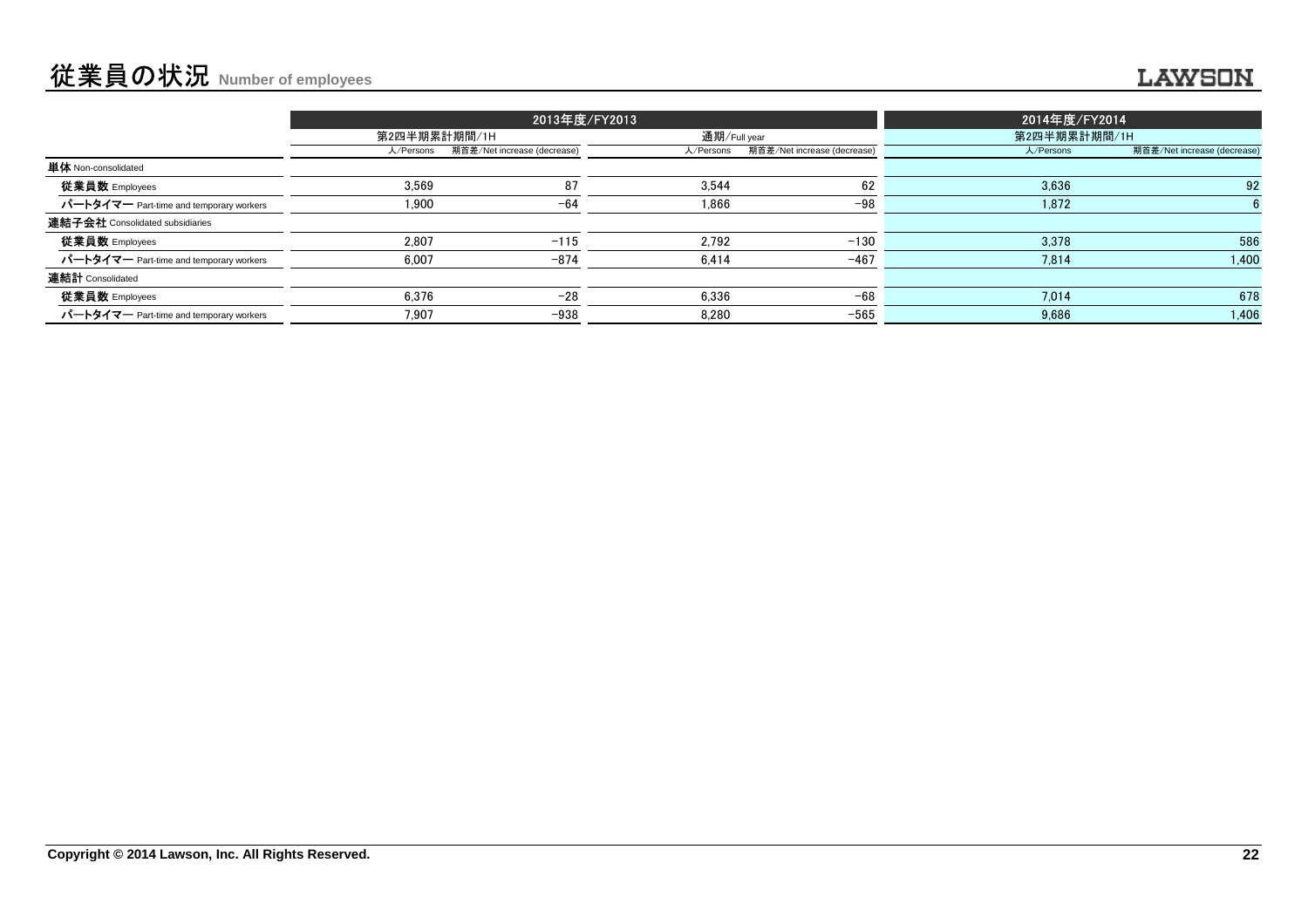# 従業員の状況 Number of employees

| | 2013年度/FY2013 | | | | 2014年度/FY2014 | |
|---|---|---|---|---|---|---|
| | 第2四半期累計期間/1H | | 通期/Full year | | 第2四半期累計期間/1H | |
| | 人/Persons | 期首差/Net increase (decrease) | 人/Persons | 期首差/Net increase (decrease) | 人/Persons | 期首差/Net increase (decrease) |
| **単体** Non-consolidated | | | | | | |
| **従業員数** Employees | 3,569 | 87 | 3,544 | 62 | 3,636 | 92 |
| **パートタイマー** Part-time and temporary workers | 1,900 | −64 | 1,866 | −98 | 1,872 | 6 |
| **連結子会社** Consolidated subsidiaries | | | | | | |
| **従業員数** Employees | 2,807 | −115 | 2,792 | −130 | 3,378 | 586 |
| **パートタイマー** Part-time and temporary workers | 6,007 | −874 | 6,414 | −467 | 7,814 | 1,400 |
| **連結計** Consolidated | | | | | | |
| **従業員数** Employees | 6,376 | −28 | 6,336 | −68 | 7,014 | 678 |
| **パートタイマー** Part-time and temporary workers | 7,907 | −938 | 8,280 | −565 | 9,686 | 1,406 |

Copyright © 2014 Lawson, Inc. All Rights Reserved.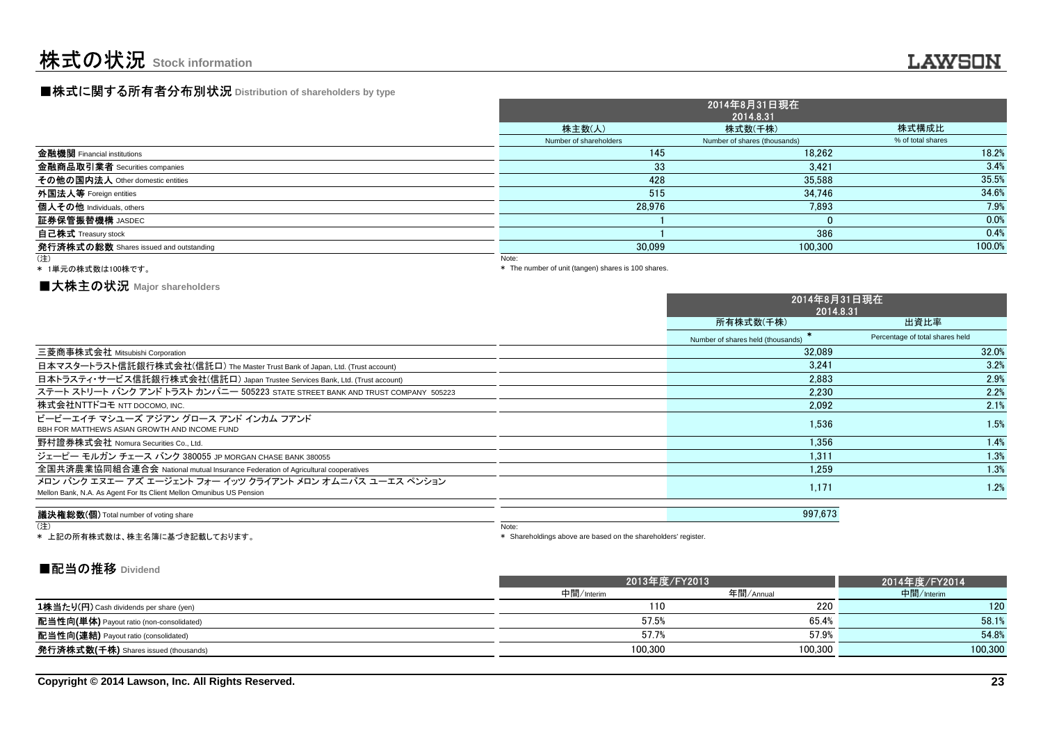# 株式の状況 Stock information

## ■株式に関する所有者分布別状況 Distribution of shareholders by type

| | 2014年8月31日現在 2014.8.31 | | |
|---|---|---|---|
| | 株主数(人) Number of shareholders | 株式数(千株) Number of shares (thousands) | 株式構成比 % of total shares |
| **金融機関** Financial institutions | 145 | 18,262 | 18.2% |
| **金融商品取引業者** Securities companies | 33 | 3,421 | 3.4% |
| **その他の国内法人** Other domestic entities | 428 | 35,588 | 35.5% |
| **外国法人等** Foreign entities | 515 | 34,746 | 34.6% |
| **個人その他** Individuals, others | 28,976 | 7,893 | 7.9% |
| **証券保管振替機構** JASDEC | 1 | 0 | 0.0% |
| **自己株式** Treasury stock | 1 | 386 | 0.4% |
| **発行済株式の総数** Shares issued and outstanding | 30,099 | 100,300 | 100.0% |

(注)
* 1単元の株式数は100株です。

Note:
* The number of unit (tangen) shares is 100 shares.

## ■大株主の状況 Major shareholders

| | 2014年8月31日現在 2014.8.31 | |
|---|---|---|
| | 所有株式数(千株) * Number of shares held (thousands) | 出資比率 Percentage of total shares held |
| 三菱商事株式会社 Mitsubishi Corporation | 32,089 | 32.0% |
| 日本マスタートラスト信託銀行株式会社(信託口) The Master Trust Bank of Japan, Ltd. (Trust account) | 3,241 | 3.2% |
| 日本トラスティ・サービス信託銀行株式会社(信託口) Japan Trustee Services Bank, Ltd. (Trust account) | 2,883 | 2.9% |
| ステート ストリート バンク アンド トラスト カンパニー 505223 STATE STREET BANK AND TRUST COMPANY 505223 | 2,230 | 2.2% |
| 株式会社NTTドコモ NTT DOCOMO, INC. | 2,092 | 2.1% |
| ビービーエイチ マシューズ アジアン グロース アンド インカム フアンド BBH FOR MATTHEWS ASIAN GROWTH AND INCOME FUND | 1,536 | 1.5% |
| 野村證券株式会社 Nomura Securities Co., Ltd. | 1,356 | 1.4% |
| ジェーピー モルガン チェース バンク 380055 JP MORGAN CHASE BANK 380055 | 1,311 | 1.3% |
| 全国共済農業協同組合連合会 National mutual Insurance Federation of Agricultural cooperatives | 1,259 | 1.3% |
| メロン バンク エヌエー アズ エージェント フォー イッツ クライアント メロン オムニバス ユーエス ペンション Mellon Bank, N.A. As Agent For Its Client Mellon Omunibus US Pension | 1,171 | 1.2% |
| **議決権総数(個)** Total number of voting share | 997,673 | |

(注)
* 上記の所有株式数は、株主名簿に基づき記載しております。

Note:
* Shareholdings above are based on the shareholders' register.

## ■配当の推移 Dividend

| | 2013年度/FY2013 | | 2014年度/FY2014 |
|---|---|---|---|
| | 中間/Interim | 年間/Annual | 中間/Interim |
| **1株当たり(円)** Cash dividends per share (yen) | 110 | 220 | 120 |
| **配当性向(単体)** Payout ratio (non-consolidated) | 57.5% | 65.4% | 58.1% |
| **配当性向(連結)** Payout ratio (consolidated) | 57.7% | 57.9% | 54.8% |
| **発行済株式数(千株)** Shares issued (thousands) | 100,300 | 100,300 | 100,300 |

Copyright © 2014 Lawson, Inc. All Rights Reserved.